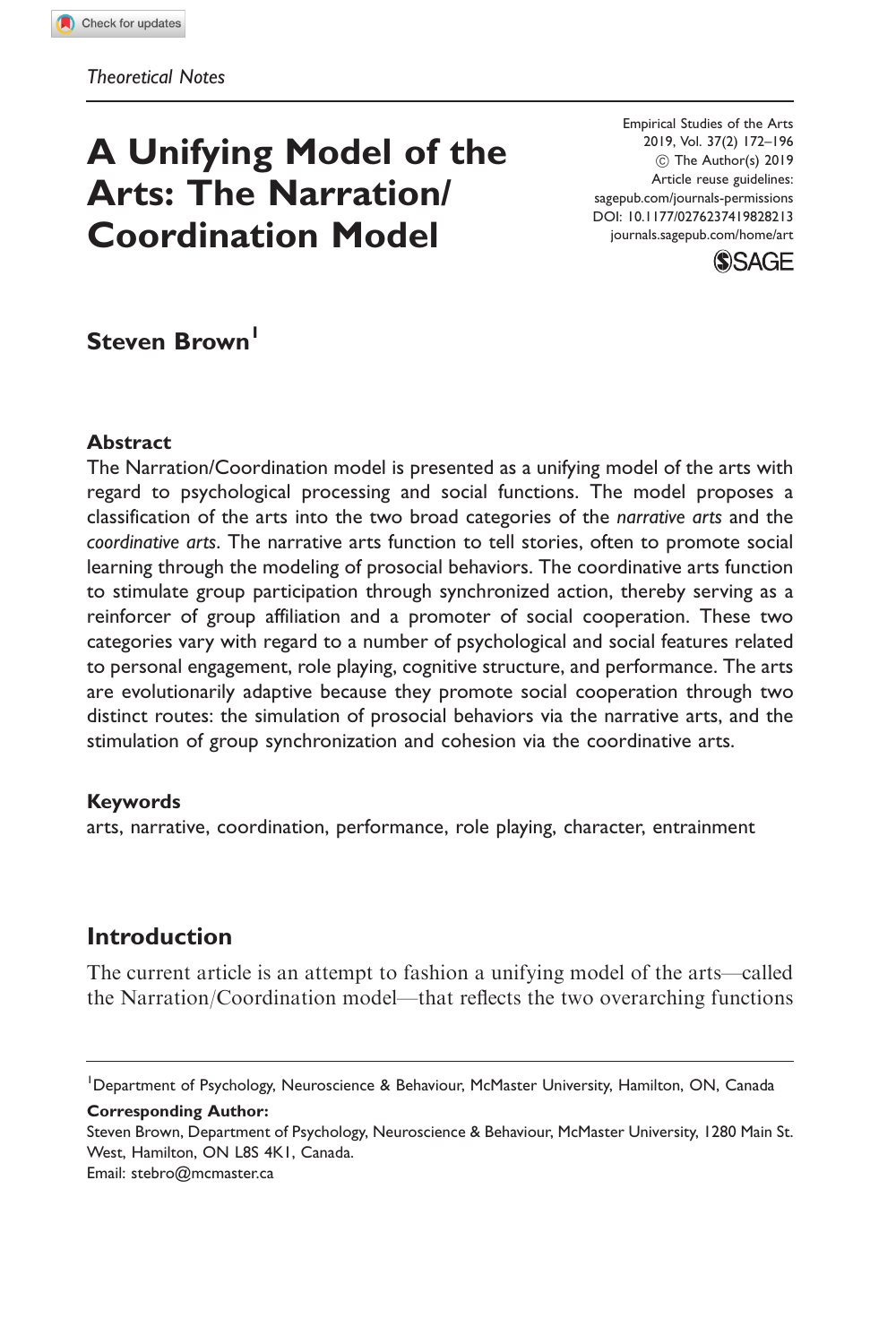*Theoretical Notes*

# A Unifying Model of the Arts: The Narration/Coordination Model

**Steven Brown**[1]

## Abstract

The Narration/Coordination model is presented as a unifying model of the arts with regard to psychological processing and social functions. The model proposes a classification of the arts into the two broad categories of the *narrative arts* and the *coordinative arts*. The narrative arts function to tell stories, often to promote social learning through the modeling of prosocial behaviors. The coordinative arts function to stimulate group participation through synchronized action, thereby serving as a reinforcer of group affiliation and a promoter of social cooperation. These two categories vary with regard to a number of psychological and social features related to personal engagement, role playing, cognitive structure, and performance. The arts are evolutionarily adaptive because they promote social cooperation through two distinct routes: the simulation of prosocial behaviors via the narrative arts, and the stimulation of group synchronization and cohesion via the coordinative arts.

## Keywords

arts, narrative, coordination, performance, role playing, character, entrainment

## Introduction

The current article is an attempt to fashion a unifying model of the arts—called the Narration/Coordination model—that reflects the two overarching functions

---

[1]Department of Psychology, Neuroscience & Behaviour, McMaster University, Hamilton, ON, Canada

**Corresponding Author:**
Steven Brown, Department of Psychology, Neuroscience & Behaviour, McMaster University, 1280 Main St. West, Hamilton, ON L8S 4K1, Canada.
Email: stebro@mcmaster.ca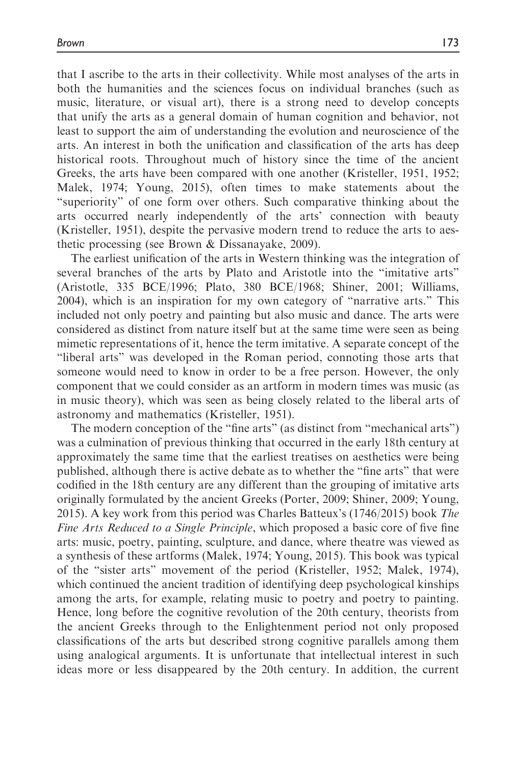that I ascribe to the arts in their collectivity. While most analyses of the arts in both the humanities and the sciences focus on individual branches (such as music, literature, or visual art), there is a strong need to develop concepts that unify the arts as a general domain of human cognition and behavior, not least to support the aim of understanding the evolution and neuroscience of the arts. An interest in both the unification and classification of the arts has deep historical roots. Throughout much of history since the time of the ancient Greeks, the arts have been compared with one another (Kristeller, 1951, 1952; Malek, 1974; Young, 2015), often times to make statements about the "superiority" of one form over others. Such comparative thinking about the arts occurred nearly independently of the arts' connection with beauty (Kristeller, 1951), despite the pervasive modern trend to reduce the arts to aesthetic processing (see Brown & Dissanayake, 2009).

The earliest unification of the arts in Western thinking was the integration of several branches of the arts by Plato and Aristotle into the "imitative arts" (Aristotle, 335 BCE/1996; Plato, 380 BCE/1968; Shiner, 2001; Williams, 2004), which is an inspiration for my own category of "narrative arts." This included not only poetry and painting but also music and dance. The arts were considered as distinct from nature itself but at the same time were seen as being mimetic representations of it, hence the term imitative. A separate concept of the "liberal arts" was developed in the Roman period, connoting those arts that someone would need to know in order to be a free person. However, the only component that we could consider as an artform in modern times was music (as in music theory), which was seen as being closely related to the liberal arts of astronomy and mathematics (Kristeller, 1951).

The modern conception of the "fine arts" (as distinct from "mechanical arts") was a culmination of previous thinking that occurred in the early 18th century at approximately the same time that the earliest treatises on aesthetics were being published, although there is active debate as to whether the "fine arts" that were codified in the 18th century are any different than the grouping of imitative arts originally formulated by the ancient Greeks (Porter, 2009; Shiner, 2009; Young, 2015). A key work from this period was Charles Batteux's (1746/2015) book *The Fine Arts Reduced to a Single Principle*, which proposed a basic core of five fine arts: music, poetry, painting, sculpture, and dance, where theatre was viewed as a synthesis of these artforms (Malek, 1974; Young, 2015). This book was typical of the "sister arts" movement of the period (Kristeller, 1952; Malek, 1974), which continued the ancient tradition of identifying deep psychological kinships among the arts, for example, relating music to poetry and poetry to painting. Hence, long before the cognitive revolution of the 20th century, theorists from the ancient Greeks through to the Enlightenment period not only proposed classifications of the arts but described strong cognitive parallels among them using analogical arguments. It is unfortunate that intellectual interest in such ideas more or less disappeared by the 20th century. In addition, the current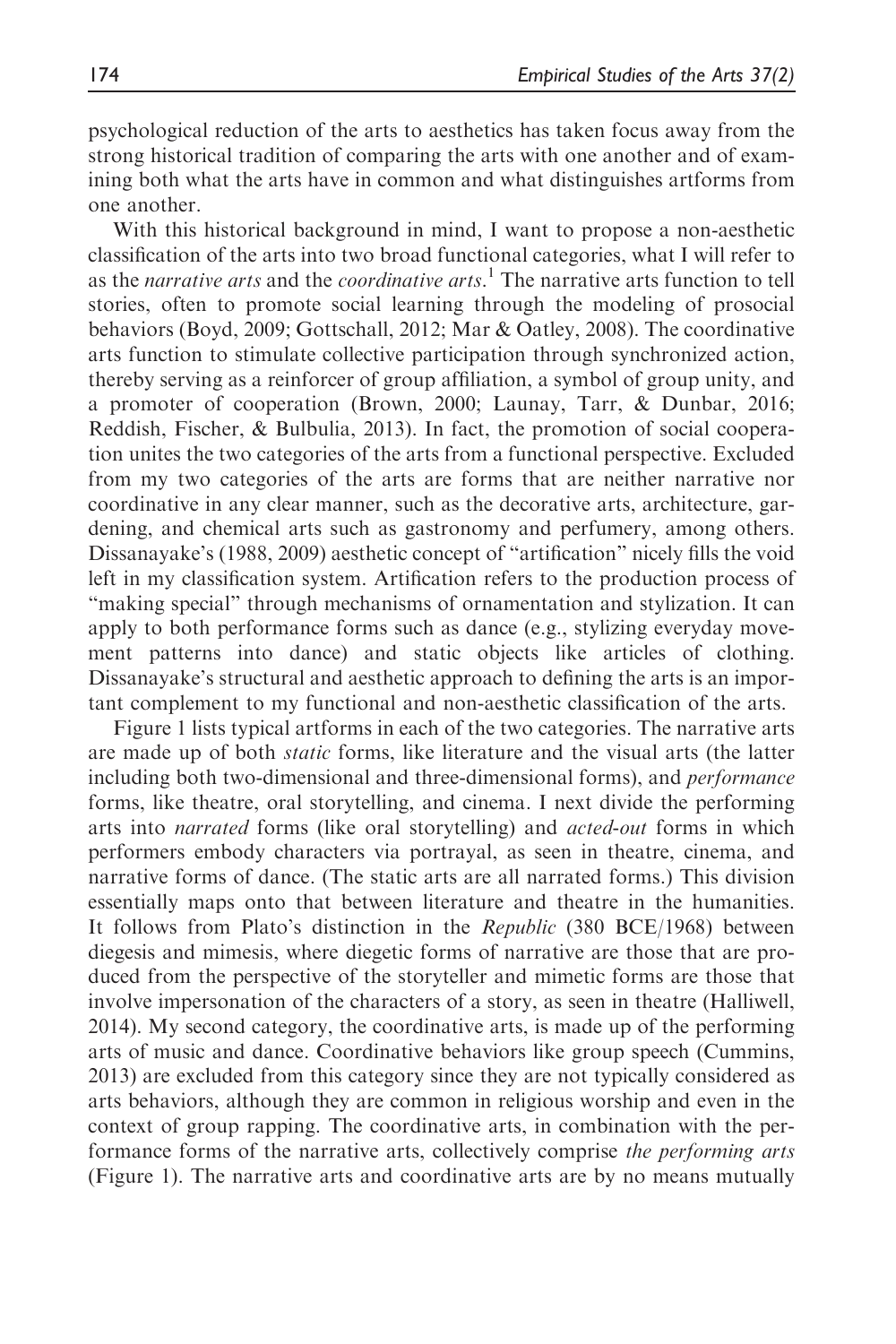psychological reduction of the arts to aesthetics has taken focus away from the strong historical tradition of comparing the arts with one another and of examining both what the arts have in common and what distinguishes artforms from one another.

With this historical background in mind, I want to propose a non-aesthetic classification of the arts into two broad functional categories, what I will refer to as the *narrative arts* and the *coordinative arts*.[1] The narrative arts function to tell stories, often to promote social learning through the modeling of prosocial behaviors (Boyd, 2009; Gottschall, 2012; Mar & Oatley, 2008). The coordinative arts function to stimulate collective participation through synchronized action, thereby serving as a reinforcer of group affiliation, a symbol of group unity, and a promoter of cooperation (Brown, 2000; Launay, Tarr, & Dunbar, 2016; Reddish, Fischer, & Bulbulia, 2013). In fact, the promotion of social cooperation unites the two categories of the arts from a functional perspective. Excluded from my two categories of the arts are forms that are neither narrative nor coordinative in any clear manner, such as the decorative arts, architecture, gardening, and chemical arts such as gastronomy and perfumery, among others. Dissanayake's (1988, 2009) aesthetic concept of "artification" nicely fills the void left in my classification system. Artification refers to the production process of "making special" through mechanisms of ornamentation and stylization. It can apply to both performance forms such as dance (e.g., stylizing everyday movement patterns into dance) and static objects like articles of clothing. Dissanayake's structural and aesthetic approach to defining the arts is an important complement to my functional and non-aesthetic classification of the arts.

Figure 1 lists typical artforms in each of the two categories. The narrative arts are made up of both *static* forms, like literature and the visual arts (the latter including both two-dimensional and three-dimensional forms), and *performance* forms, like theatre, oral storytelling, and cinema. I next divide the performing arts into *narrated* forms (like oral storytelling) and *acted-out* forms in which performers embody characters via portrayal, as seen in theatre, cinema, and narrative forms of dance. (The static arts are all narrated forms.) This division essentially maps onto that between literature and theatre in the humanities. It follows from Plato's distinction in the *Republic* (380 BCE/1968) between diegesis and mimesis, where diegetic forms of narrative are those that are produced from the perspective of the storyteller and mimetic forms are those that involve impersonation of the characters of a story, as seen in theatre (Halliwell, 2014). My second category, the coordinative arts, is made up of the performing arts of music and dance. Coordinative behaviors like group speech (Cummins, 2013) are excluded from this category since they are not typically considered as arts behaviors, although they are common in religious worship and even in the context of group rapping. The coordinative arts, in combination with the performance forms of the narrative arts, collectively comprise *the performing arts* (Figure 1). The narrative arts and coordinative arts are by no means mutually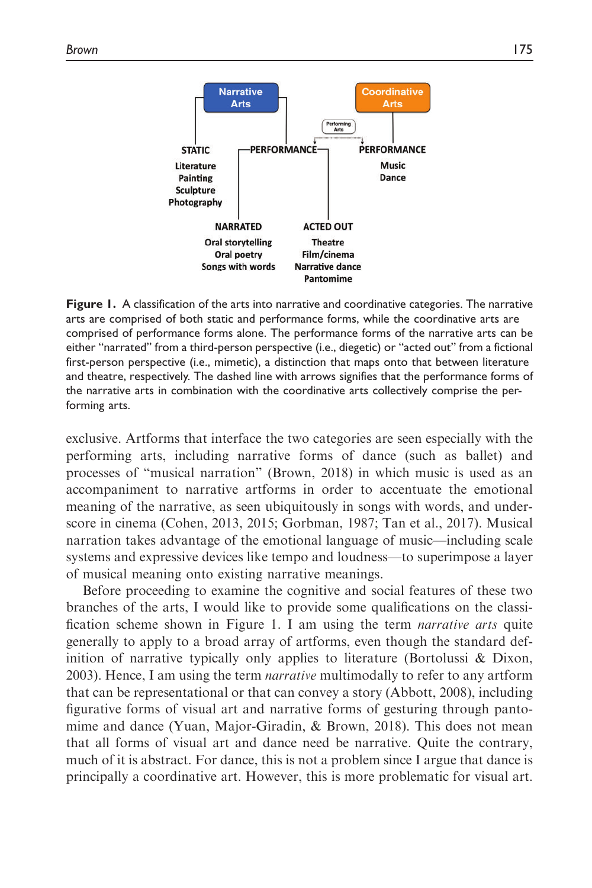**Narrative Arts**

- STATIC: Literature, Painting, Sculpture, Photography
- PERFORMANCE
  - NARRATED: Oral storytelling, Oral poetry, Songs with words
  - ACTED OUT: Theatre, Film/cinema, Narrative dance, Pantomime

**Coordinative Arts**

- PERFORMANCE: Music, Dance

Performing Arts

**Figure 1.** A classification of the arts into narrative and coordinative categories. The narrative arts are comprised of both static and performance forms, while the coordinative arts are comprised of performance forms alone. The performance forms of the narrative arts can be either "narrated" from a third-person perspective (i.e., diegetic) or "acted out" from a fictional first-person perspective (i.e., mimetic), a distinction that maps onto that between literature and theatre, respectively. The dashed line with arrows signifies that the performance forms of the narrative arts in combination with the coordinative arts collectively comprise the performing arts.

exclusive. Artforms that interface the two categories are seen especially with the performing arts, including narrative forms of dance (such as ballet) and processes of "musical narration" (Brown, 2018) in which music is used as an accompaniment to narrative artforms in order to accentuate the emotional meaning of the narrative, as seen ubiquitously in songs with words, and underscore in cinema (Cohen, 2013, 2015; Gorbman, 1987; Tan et al., 2017). Musical narration takes advantage of the emotional language of music—including scale systems and expressive devices like tempo and loudness—to superimpose a layer of musical meaning onto existing narrative meanings.

Before proceeding to examine the cognitive and social features of these two branches of the arts, I would like to provide some qualifications on the classification scheme shown in Figure 1. I am using the term *narrative arts* quite generally to apply to a broad array of artforms, even though the standard definition of narrative typically only applies to literature (Bortolussi & Dixon, 2003). Hence, I am using the term *narrative* multimodally to refer to any artform that can be representational or that can convey a story (Abbott, 2008), including figurative forms of visual art and narrative forms of gesturing through pantomime and dance (Yuan, Major-Giradin, & Brown, 2018). This does not mean that all forms of visual art and dance need be narrative. Quite the contrary, much of it is abstract. For dance, this is not a problem since I argue that dance is principally a coordinative art. However, this is more problematic for visual art.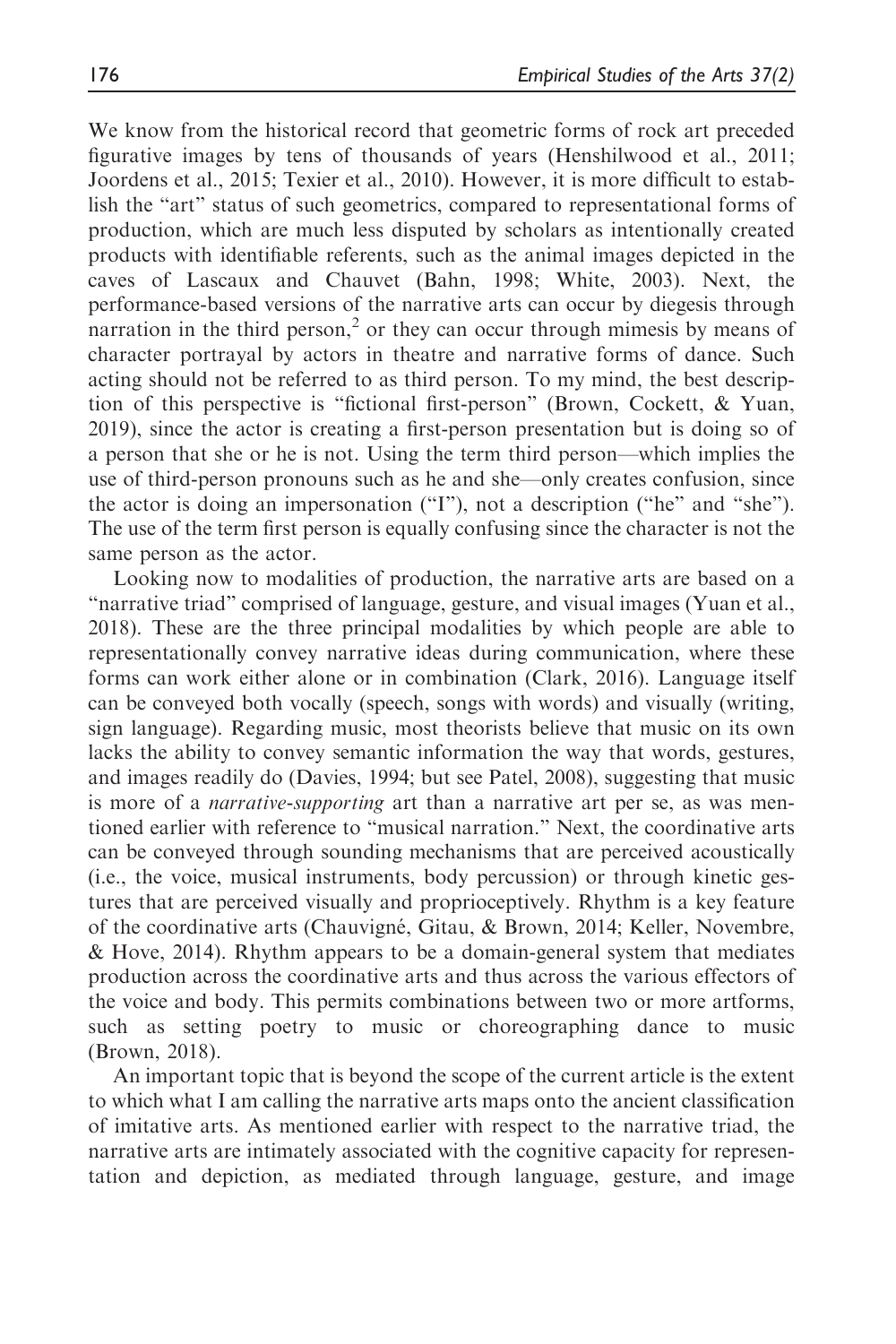We know from the historical record that geometric forms of rock art preceded figurative images by tens of thousands of years (Henshilwood et al., 2011; Joordens et al., 2015; Texier et al., 2010). However, it is more difficult to establish the "art" status of such geometrics, compared to representational forms of production, which are much less disputed by scholars as intentionally created products with identifiable referents, such as the animal images depicted in the caves of Lascaux and Chauvet (Bahn, 1998; White, 2003). Next, the performance-based versions of the narrative arts can occur by diegesis through narration in the third person,[2] or they can occur through mimesis by means of character portrayal by actors in theatre and narrative forms of dance. Such acting should not be referred to as third person. To my mind, the best description of this perspective is "fictional first-person" (Brown, Cockett, & Yuan, 2019), since the actor is creating a first-person presentation but is doing so of a person that she or he is not. Using the term third person—which implies the use of third-person pronouns such as he and she—only creates confusion, since the actor is doing an impersonation ("I"), not a description ("he" and "she"). The use of the term first person is equally confusing since the character is not the same person as the actor.

Looking now to modalities of production, the narrative arts are based on a "narrative triad" comprised of language, gesture, and visual images (Yuan et al., 2018). These are the three principal modalities by which people are able to representationally convey narrative ideas during communication, where these forms can work either alone or in combination (Clark, 2016). Language itself can be conveyed both vocally (speech, songs with words) and visually (writing, sign language). Regarding music, most theorists believe that music on its own lacks the ability to convey semantic information the way that words, gestures, and images readily do (Davies, 1994; but see Patel, 2008), suggesting that music is more of a *narrative-supporting* art than a narrative art per se, as was mentioned earlier with reference to "musical narration." Next, the coordinative arts can be conveyed through sounding mechanisms that are perceived acoustically (i.e., the voice, musical instruments, body percussion) or through kinetic gestures that are perceived visually and proprioceptively. Rhythm is a key feature of the coordinative arts (Chauvigné, Gitau, & Brown, 2014; Keller, Novembre, & Hove, 2014). Rhythm appears to be a domain-general system that mediates production across the coordinative arts and thus across the various effectors of the voice and body. This permits combinations between two or more artforms, such as setting poetry to music or choreographing dance to music (Brown, 2018).

An important topic that is beyond the scope of the current article is the extent to which what I am calling the narrative arts maps onto the ancient classification of imitative arts. As mentioned earlier with respect to the narrative triad, the narrative arts are intimately associated with the cognitive capacity for representation and depiction, as mediated through language, gesture, and image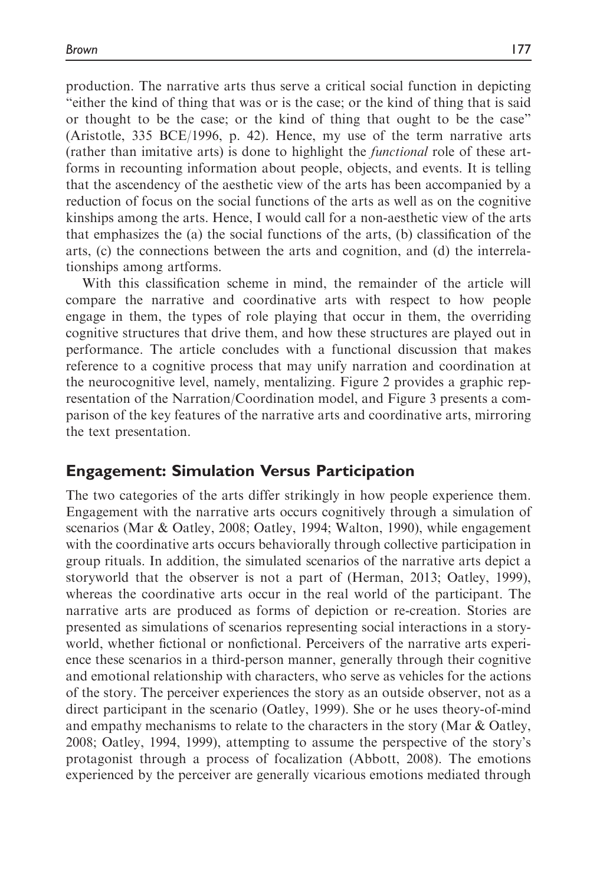production. The narrative arts thus serve a critical social function in depicting "either the kind of thing that was or is the case; or the kind of thing that is said or thought to be the case; or the kind of thing that ought to be the case" (Aristotle, 335 BCE/1996, p. 42). Hence, my use of the term narrative arts (rather than imitative arts) is done to highlight the *functional* role of these artforms in recounting information about people, objects, and events. It is telling that the ascendency of the aesthetic view of the arts has been accompanied by a reduction of focus on the social functions of the arts as well as on the cognitive kinships among the arts. Hence, I would call for a non-aesthetic view of the arts that emphasizes the (a) the social functions of the arts, (b) classification of the arts, (c) the connections between the arts and cognition, and (d) the interrelationships among artforms.

With this classification scheme in mind, the remainder of the article will compare the narrative and coordinative arts with respect to how people engage in them, the types of role playing that occur in them, the overriding cognitive structures that drive them, and how these structures are played out in performance. The article concludes with a functional discussion that makes reference to a cognitive process that may unify narration and coordination at the neurocognitive level, namely, mentalizing. Figure 2 provides a graphic representation of the Narration/Coordination model, and Figure 3 presents a comparison of the key features of the narrative arts and coordinative arts, mirroring the text presentation.

## Engagement: Simulation Versus Participation

The two categories of the arts differ strikingly in how people experience them. Engagement with the narrative arts occurs cognitively through a simulation of scenarios (Mar & Oatley, 2008; Oatley, 1994; Walton, 1990), while engagement with the coordinative arts occurs behaviorally through collective participation in group rituals. In addition, the simulated scenarios of the narrative arts depict a storyworld that the observer is not a part of (Herman, 2013; Oatley, 1999), whereas the coordinative arts occur in the real world of the participant. The narrative arts are produced as forms of depiction or re-creation. Stories are presented as simulations of scenarios representing social interactions in a storyworld, whether fictional or nonfictional. Perceivers of the narrative arts experience these scenarios in a third-person manner, generally through their cognitive and emotional relationship with characters, who serve as vehicles for the actions of the story. The perceiver experiences the story as an outside observer, not as a direct participant in the scenario (Oatley, 1999). She or he uses theory-of-mind and empathy mechanisms to relate to the characters in the story (Mar & Oatley, 2008; Oatley, 1994, 1999), attempting to assume the perspective of the story's protagonist through a process of focalization (Abbott, 2008). The emotions experienced by the perceiver are generally vicarious emotions mediated through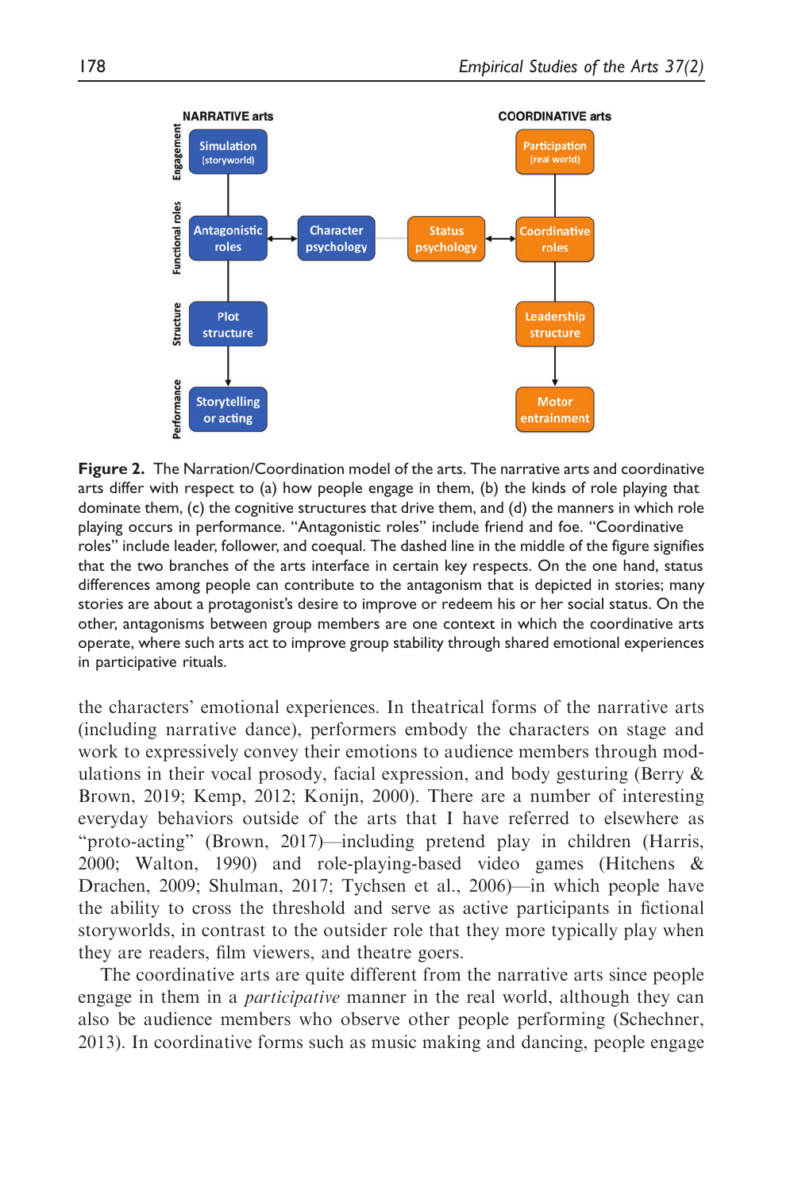**Figure 2.** The Narration/Coordination model of the arts. The narrative arts and coordinative arts differ with respect to (a) how people engage in them, (b) the kinds of role playing that dominate them, (c) the cognitive structures that drive them, and (d) the manners in which role playing occurs in performance. "Antagonistic roles" include friend and foe. "Coordinative roles" include leader, follower, and coequal. The dashed line in the middle of the figure signifies that the two branches of the arts interface in certain key respects. On the one hand, status differences among people can contribute to the antagonism that is depicted in stories; many stories are about a protagonist's desire to improve or redeem his or her social status. On the other, antagonisms between group members are one context in which the coordinative arts operate, where such arts act to improve group stability through shared emotional experiences in participative rituals.

the characters' emotional experiences. In theatrical forms of the narrative arts (including narrative dance), performers embody the characters on stage and work to expressively convey their emotions to audience members through modulations in their vocal prosody, facial expression, and body gesturing (Berry & Brown, 2019; Kemp, 2012; Konijn, 2000). There are a number of interesting everyday behaviors outside of the arts that I have referred to elsewhere as "proto-acting" (Brown, 2017)—including pretend play in children (Harris, 2000; Walton, 1990) and role-playing-based video games (Hitchens & Drachen, 2009; Shulman, 2017; Tychsen et al., 2006)—in which people have the ability to cross the threshold and serve as active participants in fictional storyworlds, in contrast to the outsider role that they more typically play when they are readers, film viewers, and theatre goers.

The coordinative arts are quite different from the narrative arts since people engage in them in a *participative* manner in the real world, although they can also be audience members who observe other people performing (Schechner, 2013). In coordinative forms such as music making and dancing, people engage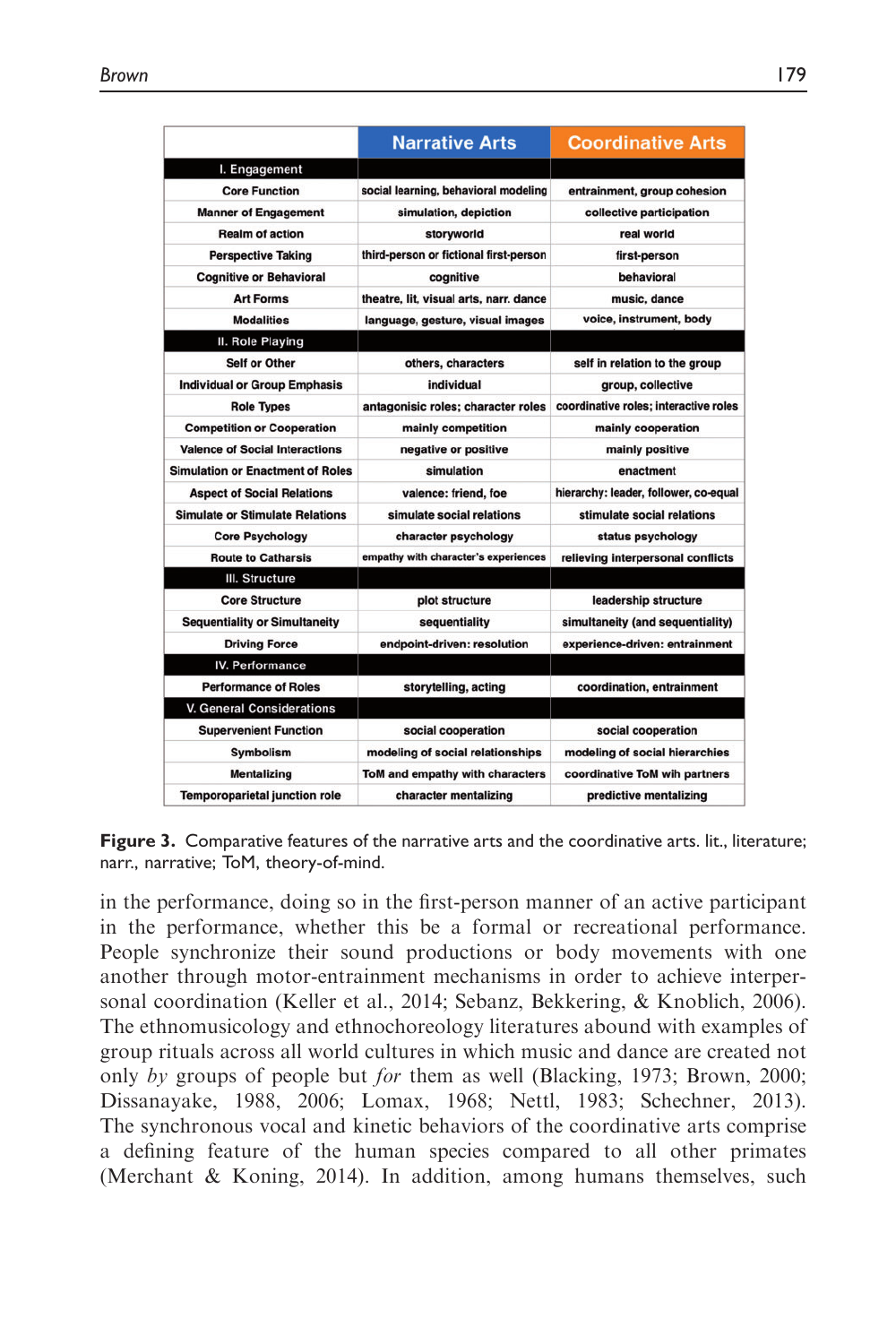|  | Narrative Arts | Coordinative Arts |
|---|---|---|
| **I. Engagement** |  |  |
| Core Function | social learning, behavioral modeling | entrainment, group cohesion |
| Manner of Engagement | simulation, depiction | collective participation |
| Realm of action | storyworld | real world |
| Perspective Taking | third-person or fictional first-person | first-person |
| Cognitive or Behavioral | cognitive | behavioral |
| Art Forms | theatre, lit, visual arts, narr. dance | music, dance |
| Modalities | language, gesture, visual images | voice, instrument, body |
| **II. Role Playing** |  |  |
| Self or Other | others, characters | self in relation to the group |
| Individual or Group Emphasis | individual | group, collective |
| Role Types | antagonisic roles; character roles | coordinative roles; interactive roles |
| Competition or Cooperation | mainly competition | mainly cooperation |
| Valence of Social Interactions | negative or positive | mainly positive |
| Simulation or Enactment of Roles | simulation | enactment |
| Aspect of Social Relations | valence: friend, foe | hierarchy: leader, follower, co-equal |
| Simulate or Stimulate Relations | simulate social relations | stimulate social relations |
| Core Psychology | character psychology | status psychology |
| Route to Catharsis | empathy with character's experiences | relieving interpersonal conflicts |
| **III. Structure** |  |  |
| Core Structure | plot structure | leadership structure |
| Sequentiality or Simultaneity | sequentiality | simultaneity (and sequentiality) |
| Driving Force | endpoint-driven: resolution | experience-driven: entrainment |
| **IV. Performance** |  |  |
| Performance of Roles | storytelling, acting | coordination, entrainment |
| **V. General Considerations** |  |  |
| Supervenient Function | social cooperation | social cooperation |
| Symbolism | modeling of social relationships | modeling of social hierarchies |
| Mentalizing | ToM and empathy with characters | coordinative ToM wih partners |
| Temporoparietal junction role | character mentalizing | predictive mentalizing |

**Figure 3.** Comparative features of the narrative arts and the coordinative arts. lit., literature; narr., narrative; ToM, theory-of-mind.

in the performance, doing so in the first-person manner of an active participant in the performance, whether this be a formal or recreational performance. People synchronize their sound productions or body movements with one another through motor-entrainment mechanisms in order to achieve interpersonal coordination (Keller et al., 2014; Sebanz, Bekkering, & Knoblich, 2006). The ethnomusicology and ethnochoreology literatures abound with examples of group rituals across all world cultures in which music and dance are created not only *by* groups of people but *for* them as well (Blacking, 1973; Brown, 2000; Dissanayake, 1988, 2006; Lomax, 1968; Nettl, 1983; Schechner, 2013). The synchronous vocal and kinetic behaviors of the coordinative arts comprise a defining feature of the human species compared to all other primates (Merchant & Koning, 2014). In addition, among humans themselves, such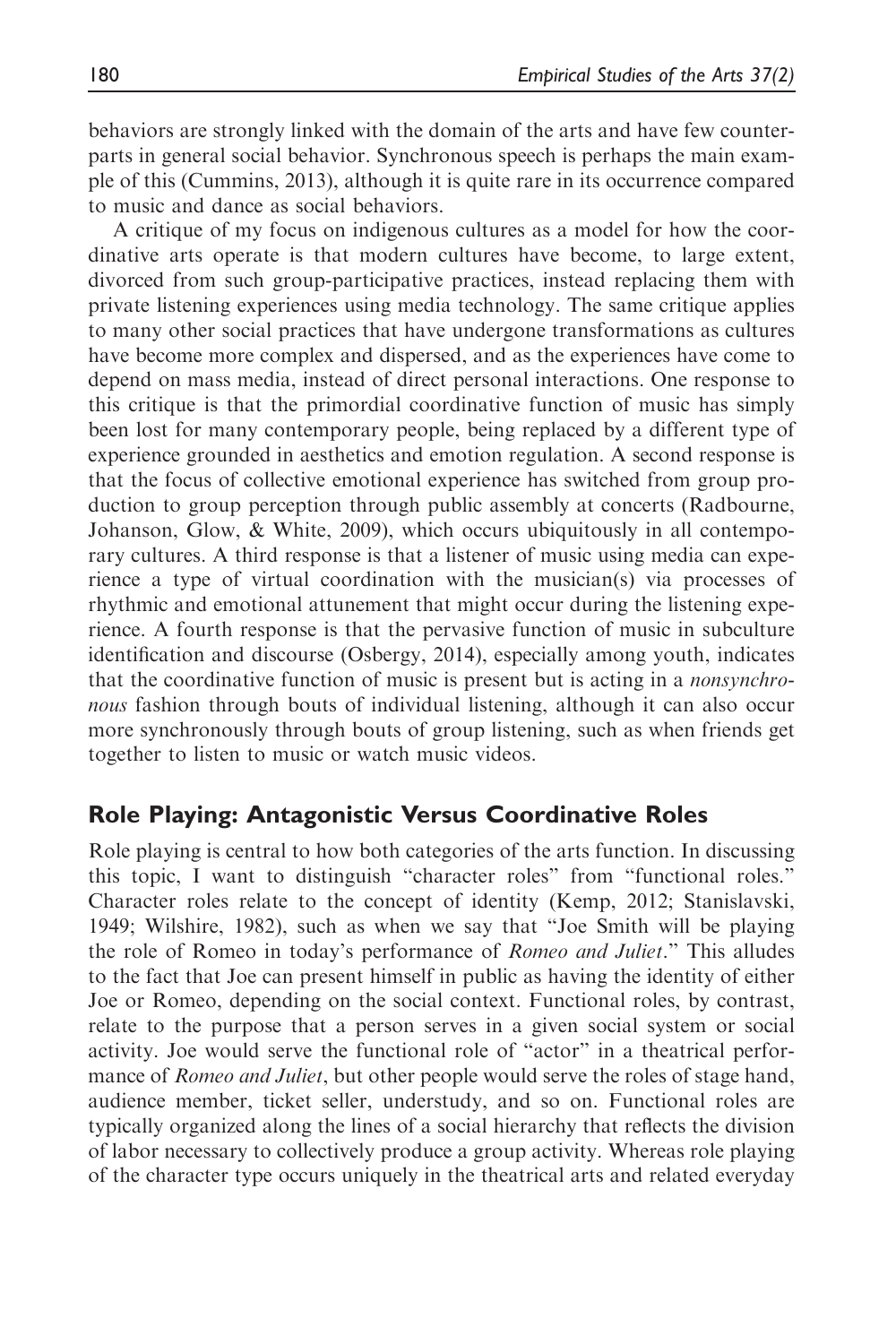behaviors are strongly linked with the domain of the arts and have few counterparts in general social behavior. Synchronous speech is perhaps the main example of this (Cummins, 2013), although it is quite rare in its occurrence compared to music and dance as social behaviors.

A critique of my focus on indigenous cultures as a model for how the coordinative arts operate is that modern cultures have become, to large extent, divorced from such group-participative practices, instead replacing them with private listening experiences using media technology. The same critique applies to many other social practices that have undergone transformations as cultures have become more complex and dispersed, and as the experiences have come to depend on mass media, instead of direct personal interactions. One response to this critique is that the primordial coordinative function of music has simply been lost for many contemporary people, being replaced by a different type of experience grounded in aesthetics and emotion regulation. A second response is that the focus of collective emotional experience has switched from group production to group perception through public assembly at concerts (Radbourne, Johanson, Glow, & White, 2009), which occurs ubiquitously in all contemporary cultures. A third response is that a listener of music using media can experience a type of virtual coordination with the musician(s) via processes of rhythmic and emotional attunement that might occur during the listening experience. A fourth response is that the pervasive function of music in subculture identification and discourse (Osbergy, 2014), especially among youth, indicates that the coordinative function of music is present but is acting in a *nonsynchronous* fashion through bouts of individual listening, although it can also occur more synchronously through bouts of group listening, such as when friends get together to listen to music or watch music videos.

## Role Playing: Antagonistic Versus Coordinative Roles

Role playing is central to how both categories of the arts function. In discussing this topic, I want to distinguish "character roles" from "functional roles." Character roles relate to the concept of identity (Kemp, 2012; Stanislavski, 1949; Wilshire, 1982), such as when we say that "Joe Smith will be playing the role of Romeo in today's performance of *Romeo and Juliet*." This alludes to the fact that Joe can present himself in public as having the identity of either Joe or Romeo, depending on the social context. Functional roles, by contrast, relate to the purpose that a person serves in a given social system or social activity. Joe would serve the functional role of "actor" in a theatrical performance of *Romeo and Juliet*, but other people would serve the roles of stage hand, audience member, ticket seller, understudy, and so on. Functional roles are typically organized along the lines of a social hierarchy that reflects the division of labor necessary to collectively produce a group activity. Whereas role playing of the character type occurs uniquely in the theatrical arts and related everyday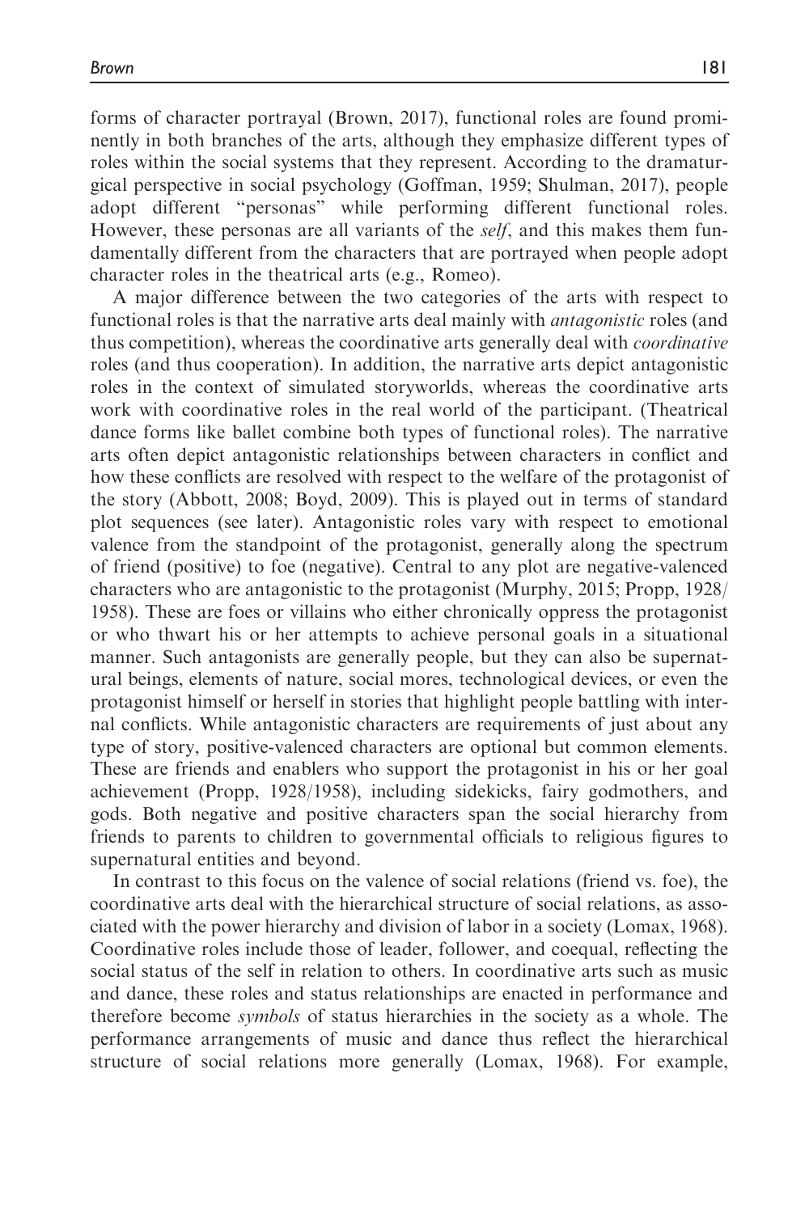forms of character portrayal (Brown, 2017), functional roles are found prominently in both branches of the arts, although they emphasize different types of roles within the social systems that they represent. According to the dramaturgical perspective in social psychology (Goffman, 1959; Shulman, 2017), people adopt different "personas" while performing different functional roles. However, these personas are all variants of the *self*, and this makes them fundamentally different from the characters that are portrayed when people adopt character roles in the theatrical arts (e.g., Romeo).

A major difference between the two categories of the arts with respect to functional roles is that the narrative arts deal mainly with *antagonistic* roles (and thus competition), whereas the coordinative arts generally deal with *coordinative* roles (and thus cooperation). In addition, the narrative arts depict antagonistic roles in the context of simulated storyworlds, whereas the coordinative arts work with coordinative roles in the real world of the participant. (Theatrical dance forms like ballet combine both types of functional roles). The narrative arts often depict antagonistic relationships between characters in conflict and how these conflicts are resolved with respect to the welfare of the protagonist of the story (Abbott, 2008; Boyd, 2009). This is played out in terms of standard plot sequences (see later). Antagonistic roles vary with respect to emotional valence from the standpoint of the protagonist, generally along the spectrum of friend (positive) to foe (negative). Central to any plot are negative-valenced characters who are antagonistic to the protagonist (Murphy, 2015; Propp, 1928/1958). These are foes or villains who either chronically oppress the protagonist or who thwart his or her attempts to achieve personal goals in a situational manner. Such antagonists are generally people, but they can also be supernatural beings, elements of nature, social mores, technological devices, or even the protagonist himself or herself in stories that highlight people battling with internal conflicts. While antagonistic characters are requirements of just about any type of story, positive-valenced characters are optional but common elements. These are friends and enablers who support the protagonist in his or her goal achievement (Propp, 1928/1958), including sidekicks, fairy godmothers, and gods. Both negative and positive characters span the social hierarchy from friends to parents to children to governmental officials to religious figures to supernatural entities and beyond.

In contrast to this focus on the valence of social relations (friend vs. foe), the coordinative arts deal with the hierarchical structure of social relations, as associated with the power hierarchy and division of labor in a society (Lomax, 1968). Coordinative roles include those of leader, follower, and coequal, reflecting the social status of the self in relation to others. In coordinative arts such as music and dance, these roles and status relationships are enacted in performance and therefore become *symbols* of status hierarchies in the society as a whole. The performance arrangements of music and dance thus reflect the hierarchical structure of social relations more generally (Lomax, 1968). For example,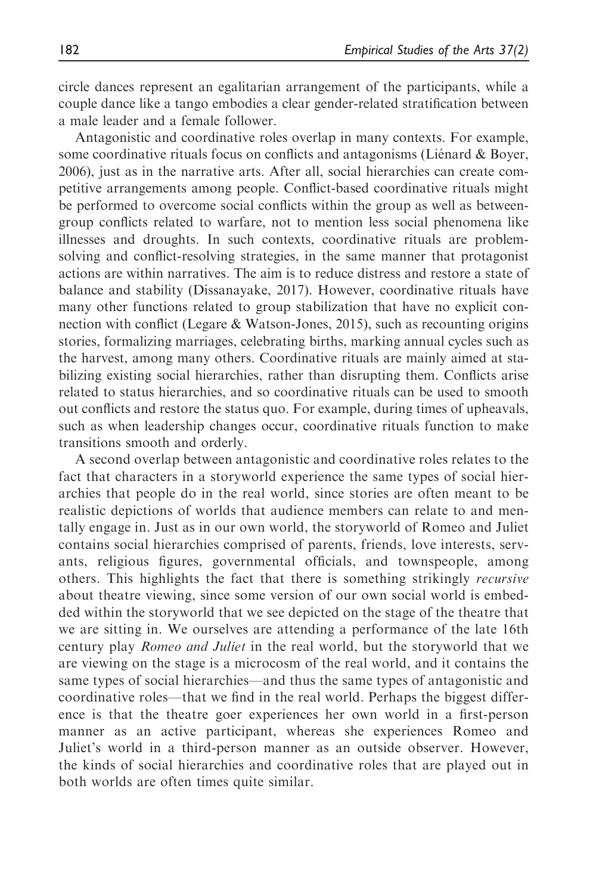circle dances represent an egalitarian arrangement of the participants, while a couple dance like a tango embodies a clear gender-related stratification between a male leader and a female follower.

Antagonistic and coordinative roles overlap in many contexts. For example, some coordinative rituals focus on conflicts and antagonisms (Liénard & Boyer, 2006), just as in the narrative arts. After all, social hierarchies can create competitive arrangements among people. Conflict-based coordinative rituals might be performed to overcome social conflicts within the group as well as between-group conflicts related to warfare, not to mention less social phenomena like illnesses and droughts. In such contexts, coordinative rituals are problem-solving and conflict-resolving strategies, in the same manner that protagonist actions are within narratives. The aim is to reduce distress and restore a state of balance and stability (Dissanayake, 2017). However, coordinative rituals have many other functions related to group stabilization that have no explicit connection with conflict (Legare & Watson-Jones, 2015), such as recounting origins stories, formalizing marriages, celebrating births, marking annual cycles such as the harvest, among many others. Coordinative rituals are mainly aimed at stabilizing existing social hierarchies, rather than disrupting them. Conflicts arise related to status hierarchies, and so coordinative rituals can be used to smooth out conflicts and restore the status quo. For example, during times of upheavals, such as when leadership changes occur, coordinative rituals function to make transitions smooth and orderly.

A second overlap between antagonistic and coordinative roles relates to the fact that characters in a storyworld experience the same types of social hierarchies that people do in the real world, since stories are often meant to be realistic depictions of worlds that audience members can relate to and mentally engage in. Just as in our own world, the storyworld of Romeo and Juliet contains social hierarchies comprised of parents, friends, love interests, servants, religious figures, governmental officials, and townspeople, among others. This highlights the fact that there is something strikingly *recursive* about theatre viewing, since some version of our own social world is embedded within the storyworld that we see depicted on the stage of the theatre that we are sitting in. We ourselves are attending a performance of the late 16th century play *Romeo and Juliet* in the real world, but the storyworld that we are viewing on the stage is a microcosm of the real world, and it contains the same types of social hierarchies—and thus the same types of antagonistic and coordinative roles—that we find in the real world. Perhaps the biggest difference is that the theatre goer experiences her own world in a first-person manner as an active participant, whereas she experiences Romeo and Juliet's world in a third-person manner as an outside observer. However, the kinds of social hierarchies and coordinative roles that are played out in both worlds are often times quite similar.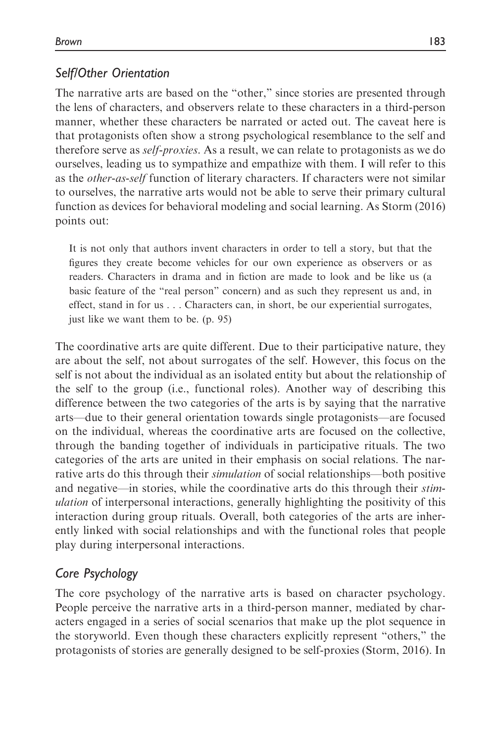### Self/Other Orientation

The narrative arts are based on the "other," since stories are presented through the lens of characters, and observers relate to these characters in a third-person manner, whether these characters be narrated or acted out. The caveat here is that protagonists often show a strong psychological resemblance to the self and therefore serve as *self-proxies*. As a result, we can relate to protagonists as we do ourselves, leading us to sympathize and empathize with them. I will refer to this as the *other-as-self* function of literary characters. If characters were not similar to ourselves, the narrative arts would not be able to serve their primary cultural function as devices for behavioral modeling and social learning. As Storm (2016) points out:

> It is not only that authors invent characters in order to tell a story, but that the figures they create become vehicles for our own experience as observers or as readers. Characters in drama and in fiction are made to look and be like us (a basic feature of the "real person" concern) and as such they represent us and, in effect, stand in for us . . . Characters can, in short, be our experiential surrogates, just like we want them to be. (p. 95)

The coordinative arts are quite different. Due to their participative nature, they are about the self, not about surrogates of the self. However, this focus on the self is not about the individual as an isolated entity but about the relationship of the self to the group (i.e., functional roles). Another way of describing this difference between the two categories of the arts is by saying that the narrative arts—due to their general orientation towards single protagonists—are focused on the individual, whereas the coordinative arts are focused on the collective, through the banding together of individuals in participative rituals. The two categories of the arts are united in their emphasis on social relations. The narrative arts do this through their *simulation* of social relationships—both positive and negative—in stories, while the coordinative arts do this through their *stimulation* of interpersonal interactions, generally highlighting the positivity of this interaction during group rituals. Overall, both categories of the arts are inherently linked with social relationships and with the functional roles that people play during interpersonal interactions.

### Core Psychology

The core psychology of the narrative arts is based on character psychology. People perceive the narrative arts in a third-person manner, mediated by characters engaged in a series of social scenarios that make up the plot sequence in the storyworld. Even though these characters explicitly represent "others," the protagonists of stories are generally designed to be self-proxies (Storm, 2016). In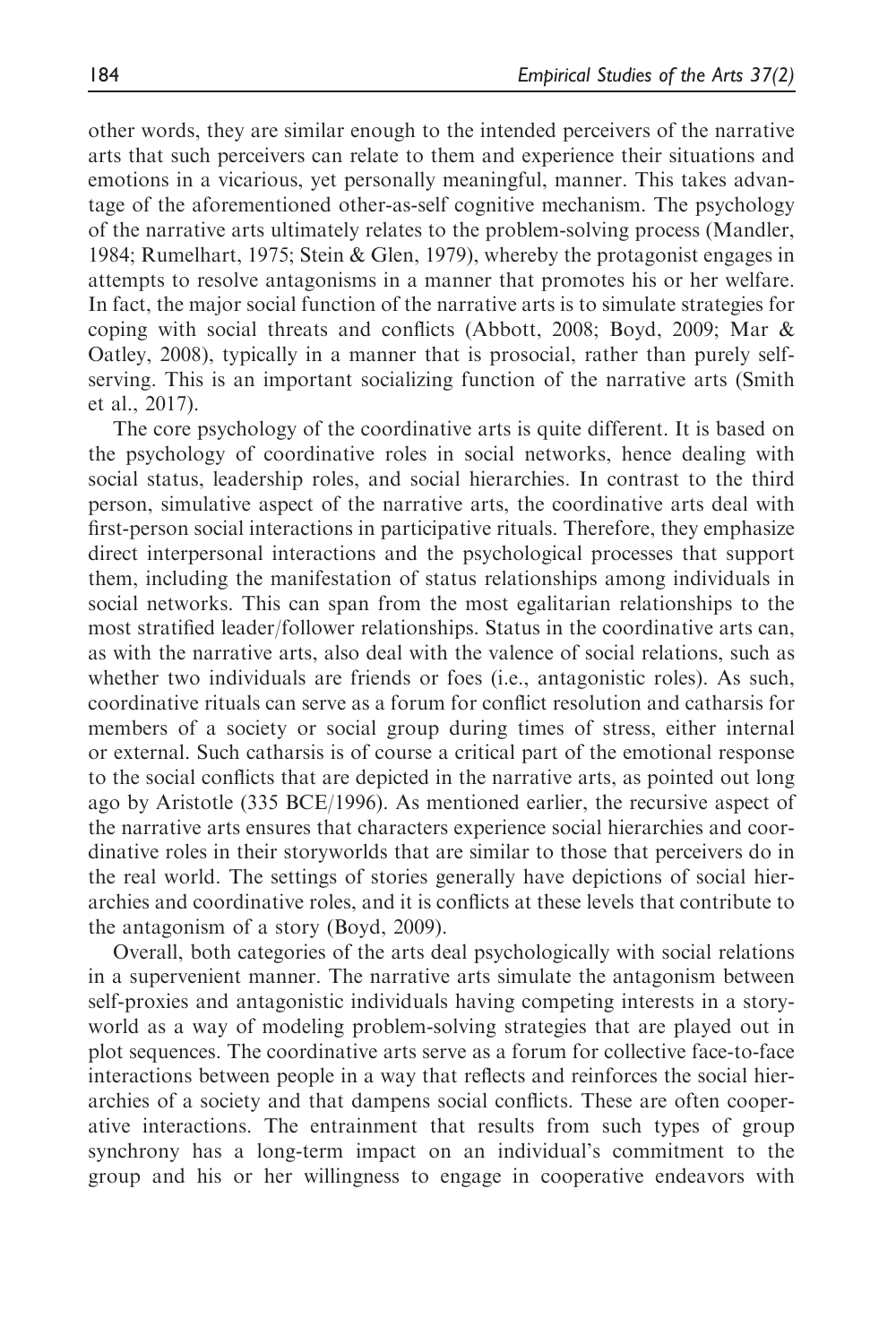other words, they are similar enough to the intended perceivers of the narrative arts that such perceivers can relate to them and experience their situations and emotions in a vicarious, yet personally meaningful, manner. This takes advantage of the aforementioned other-as-self cognitive mechanism. The psychology of the narrative arts ultimately relates to the problem-solving process (Mandler, 1984; Rumelhart, 1975; Stein & Glen, 1979), whereby the protagonist engages in attempts to resolve antagonisms in a manner that promotes his or her welfare. In fact, the major social function of the narrative arts is to simulate strategies for coping with social threats and conflicts (Abbott, 2008; Boyd, 2009; Mar & Oatley, 2008), typically in a manner that is prosocial, rather than purely self-serving. This is an important socializing function of the narrative arts (Smith et al., 2017).

The core psychology of the coordinative arts is quite different. It is based on the psychology of coordinative roles in social networks, hence dealing with social status, leadership roles, and social hierarchies. In contrast to the third person, simulative aspect of the narrative arts, the coordinative arts deal with first-person social interactions in participative rituals. Therefore, they emphasize direct interpersonal interactions and the psychological processes that support them, including the manifestation of status relationships among individuals in social networks. This can span from the most egalitarian relationships to the most stratified leader/follower relationships. Status in the coordinative arts can, as with the narrative arts, also deal with the valence of social relations, such as whether two individuals are friends or foes (i.e., antagonistic roles). As such, coordinative rituals can serve as a forum for conflict resolution and catharsis for members of a society or social group during times of stress, either internal or external. Such catharsis is of course a critical part of the emotional response to the social conflicts that are depicted in the narrative arts, as pointed out long ago by Aristotle (335 BCE/1996). As mentioned earlier, the recursive aspect of the narrative arts ensures that characters experience social hierarchies and coordinative roles in their storyworlds that are similar to those that perceivers do in the real world. The settings of stories generally have depictions of social hierarchies and coordinative roles, and it is conflicts at these levels that contribute to the antagonism of a story (Boyd, 2009).

Overall, both categories of the arts deal psychologically with social relations in a supervenient manner. The narrative arts simulate the antagonism between self-proxies and antagonistic individuals having competing interests in a storyworld as a way of modeling problem-solving strategies that are played out in plot sequences. The coordinative arts serve as a forum for collective face-to-face interactions between people in a way that reflects and reinforces the social hierarchies of a society and that dampens social conflicts. These are often cooperative interactions. The entrainment that results from such types of group synchrony has a long-term impact on an individual's commitment to the group and his or her willingness to engage in cooperative endeavors with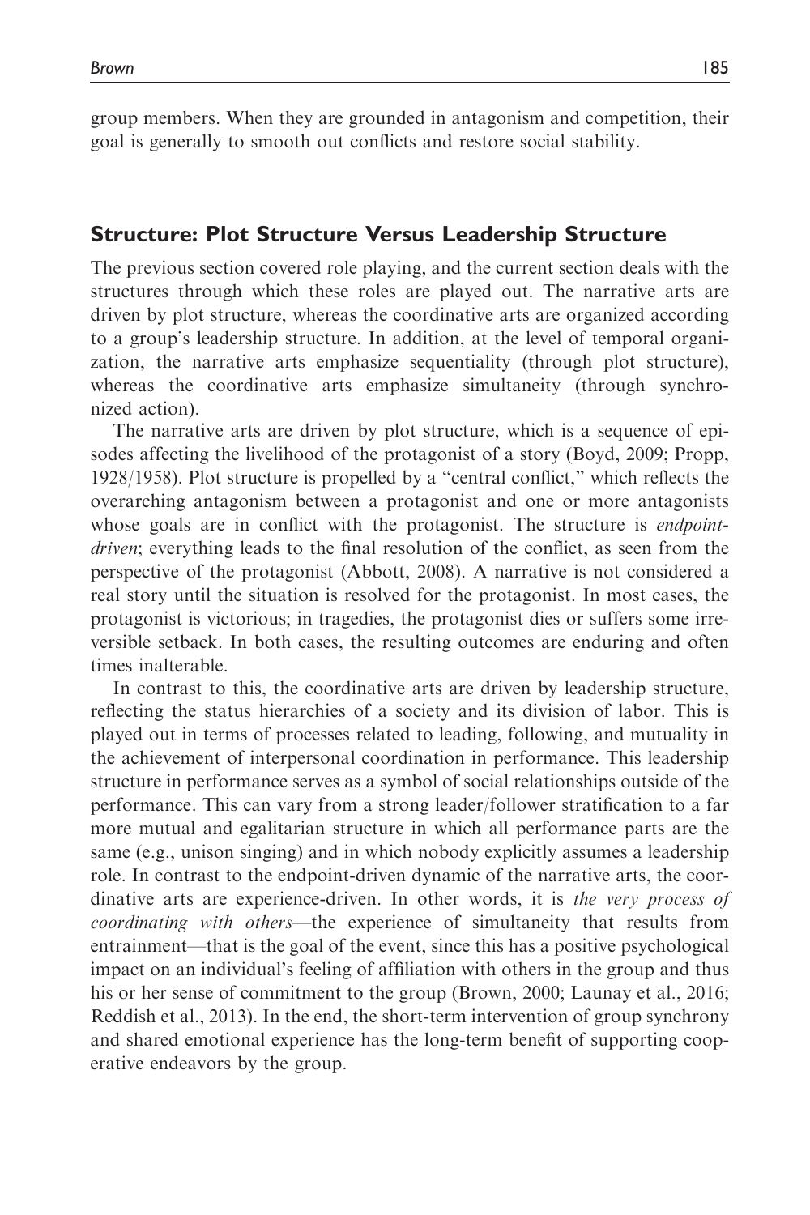group members. When they are grounded in antagonism and competition, their goal is generally to smooth out conflicts and restore social stability.

## Structure: Plot Structure Versus Leadership Structure

The previous section covered role playing, and the current section deals with the structures through which these roles are played out. The narrative arts are driven by plot structure, whereas the coordinative arts are organized according to a group's leadership structure. In addition, at the level of temporal organization, the narrative arts emphasize sequentiality (through plot structure), whereas the coordinative arts emphasize simultaneity (through synchronized action).

The narrative arts are driven by plot structure, which is a sequence of episodes affecting the livelihood of the protagonist of a story (Boyd, 2009; Propp, 1928/1958). Plot structure is propelled by a "central conflict," which reflects the overarching antagonism between a protagonist and one or more antagonists whose goals are in conflict with the protagonist. The structure is *endpoint-driven*; everything leads to the final resolution of the conflict, as seen from the perspective of the protagonist (Abbott, 2008). A narrative is not considered a real story until the situation is resolved for the protagonist. In most cases, the protagonist is victorious; in tragedies, the protagonist dies or suffers some irreversible setback. In both cases, the resulting outcomes are enduring and often times inalterable.

In contrast to this, the coordinative arts are driven by leadership structure, reflecting the status hierarchies of a society and its division of labor. This is played out in terms of processes related to leading, following, and mutuality in the achievement of interpersonal coordination in performance. This leadership structure in performance serves as a symbol of social relationships outside of the performance. This can vary from a strong leader/follower stratification to a far more mutual and egalitarian structure in which all performance parts are the same (e.g., unison singing) and in which nobody explicitly assumes a leadership role. In contrast to the endpoint-driven dynamic of the narrative arts, the coordinative arts are experience-driven. In other words, it is *the very process of coordinating with others*—the experience of simultaneity that results from entrainment—that is the goal of the event, since this has a positive psychological impact on an individual's feeling of affiliation with others in the group and thus his or her sense of commitment to the group (Brown, 2000; Launay et al., 2016; Reddish et al., 2013). In the end, the short-term intervention of group synchrony and shared emotional experience has the long-term benefit of supporting cooperative endeavors by the group.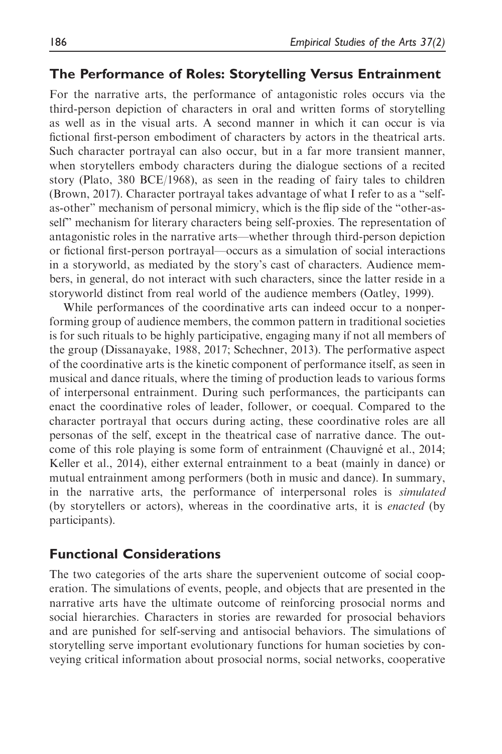## The Performance of Roles: Storytelling Versus Entrainment

For the narrative arts, the performance of antagonistic roles occurs via the third-person depiction of characters in oral and written forms of storytelling as well as in the visual arts. A second manner in which it can occur is via fictional first-person embodiment of characters by actors in the theatrical arts. Such character portrayal can also occur, but in a far more transient manner, when storytellers embody characters during the dialogue sections of a recited story (Plato, 380 BCE/1968), as seen in the reading of fairy tales to children (Brown, 2017). Character portrayal takes advantage of what I refer to as a "self-as-other" mechanism of personal mimicry, which is the flip side of the "other-as-self" mechanism for literary characters being self-proxies. The representation of antagonistic roles in the narrative arts—whether through third-person depiction or fictional first-person portrayal—occurs as a simulation of social interactions in a storyworld, as mediated by the story's cast of characters. Audience members, in general, do not interact with such characters, since the latter reside in a storyworld distinct from real world of the audience members (Oatley, 1999).

While performances of the coordinative arts can indeed occur to a nonperforming group of audience members, the common pattern in traditional societies is for such rituals to be highly participative, engaging many if not all members of the group (Dissanayake, 1988, 2017; Schechner, 2013). The performative aspect of the coordinative arts is the kinetic component of performance itself, as seen in musical and dance rituals, where the timing of production leads to various forms of interpersonal entrainment. During such performances, the participants can enact the coordinative roles of leader, follower, or coequal. Compared to the character portrayal that occurs during acting, these coordinative roles are all personas of the self, except in the theatrical case of narrative dance. The outcome of this role playing is some form of entrainment (Chauvigné et al., 2014; Keller et al., 2014), either external entrainment to a beat (mainly in dance) or mutual entrainment among performers (both in music and dance). In summary, in the narrative arts, the performance of interpersonal roles is *simulated* (by storytellers or actors), whereas in the coordinative arts, it is *enacted* (by participants).

## Functional Considerations

The two categories of the arts share the supervenient outcome of social cooperation. The simulations of events, people, and objects that are presented in the narrative arts have the ultimate outcome of reinforcing prosocial norms and social hierarchies. Characters in stories are rewarded for prosocial behaviors and are punished for self-serving and antisocial behaviors. The simulations of storytelling serve important evolutionary functions for human societies by conveying critical information about prosocial norms, social networks, cooperative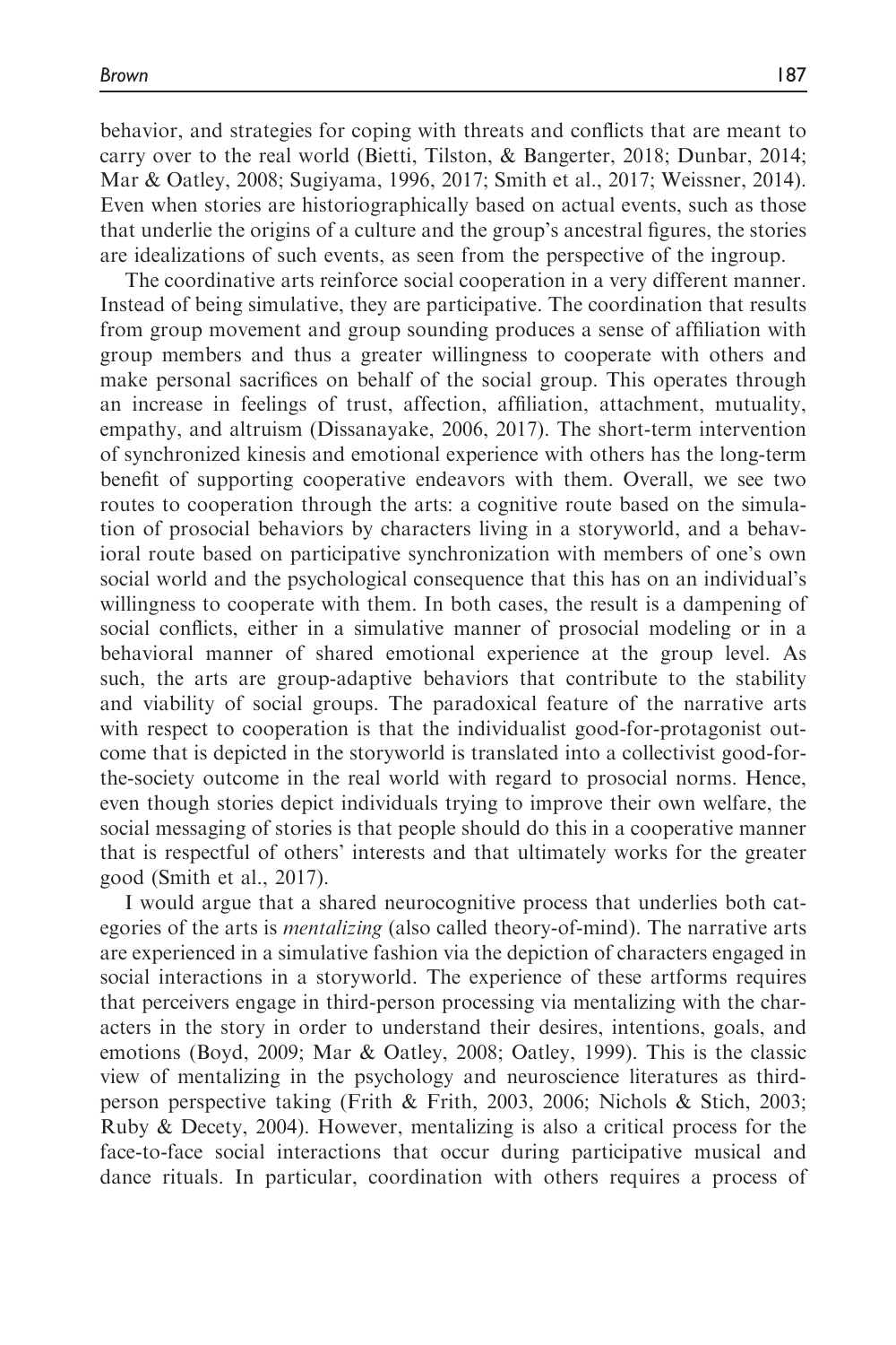behavior, and strategies for coping with threats and conflicts that are meant to carry over to the real world (Bietti, Tilston, & Bangerter, 2018; Dunbar, 2014; Mar & Oatley, 2008; Sugiyama, 1996, 2017; Smith et al., 2017; Weissner, 2014). Even when stories are historiographically based on actual events, such as those that underlie the origins of a culture and the group's ancestral figures, the stories are idealizations of such events, as seen from the perspective of the ingroup.

The coordinative arts reinforce social cooperation in a very different manner. Instead of being simulative, they are participative. The coordination that results from group movement and group sounding produces a sense of affiliation with group members and thus a greater willingness to cooperate with others and make personal sacrifices on behalf of the social group. This operates through an increase in feelings of trust, affection, affiliation, attachment, mutuality, empathy, and altruism (Dissanayake, 2006, 2017). The short-term intervention of synchronized kinesis and emotional experience with others has the long-term benefit of supporting cooperative endeavors with them. Overall, we see two routes to cooperation through the arts: a cognitive route based on the simulation of prosocial behaviors by characters living in a storyworld, and a behavioral route based on participative synchronization with members of one's own social world and the psychological consequence that this has on an individual's willingness to cooperate with them. In both cases, the result is a dampening of social conflicts, either in a simulative manner of prosocial modeling or in a behavioral manner of shared emotional experience at the group level. As such, the arts are group-adaptive behaviors that contribute to the stability and viability of social groups. The paradoxical feature of the narrative arts with respect to cooperation is that the individualist good-for-protagonist outcome that is depicted in the storyworld is translated into a collectivist good-for-the-society outcome in the real world with regard to prosocial norms. Hence, even though stories depict individuals trying to improve their own welfare, the social messaging of stories is that people should do this in a cooperative manner that is respectful of others' interests and that ultimately works for the greater good (Smith et al., 2017).

I would argue that a shared neurocognitive process that underlies both categories of the arts is *mentalizing* (also called theory-of-mind). The narrative arts are experienced in a simulative fashion via the depiction of characters engaged in social interactions in a storyworld. The experience of these artforms requires that perceivers engage in third-person processing via mentalizing with the characters in the story in order to understand their desires, intentions, goals, and emotions (Boyd, 2009; Mar & Oatley, 2008; Oatley, 1999). This is the classic view of mentalizing in the psychology and neuroscience literatures as third-person perspective taking (Frith & Frith, 2003, 2006; Nichols & Stich, 2003; Ruby & Decety, 2004). However, mentalizing is also a critical process for the face-to-face social interactions that occur during participative musical and dance rituals. In particular, coordination with others requires a process of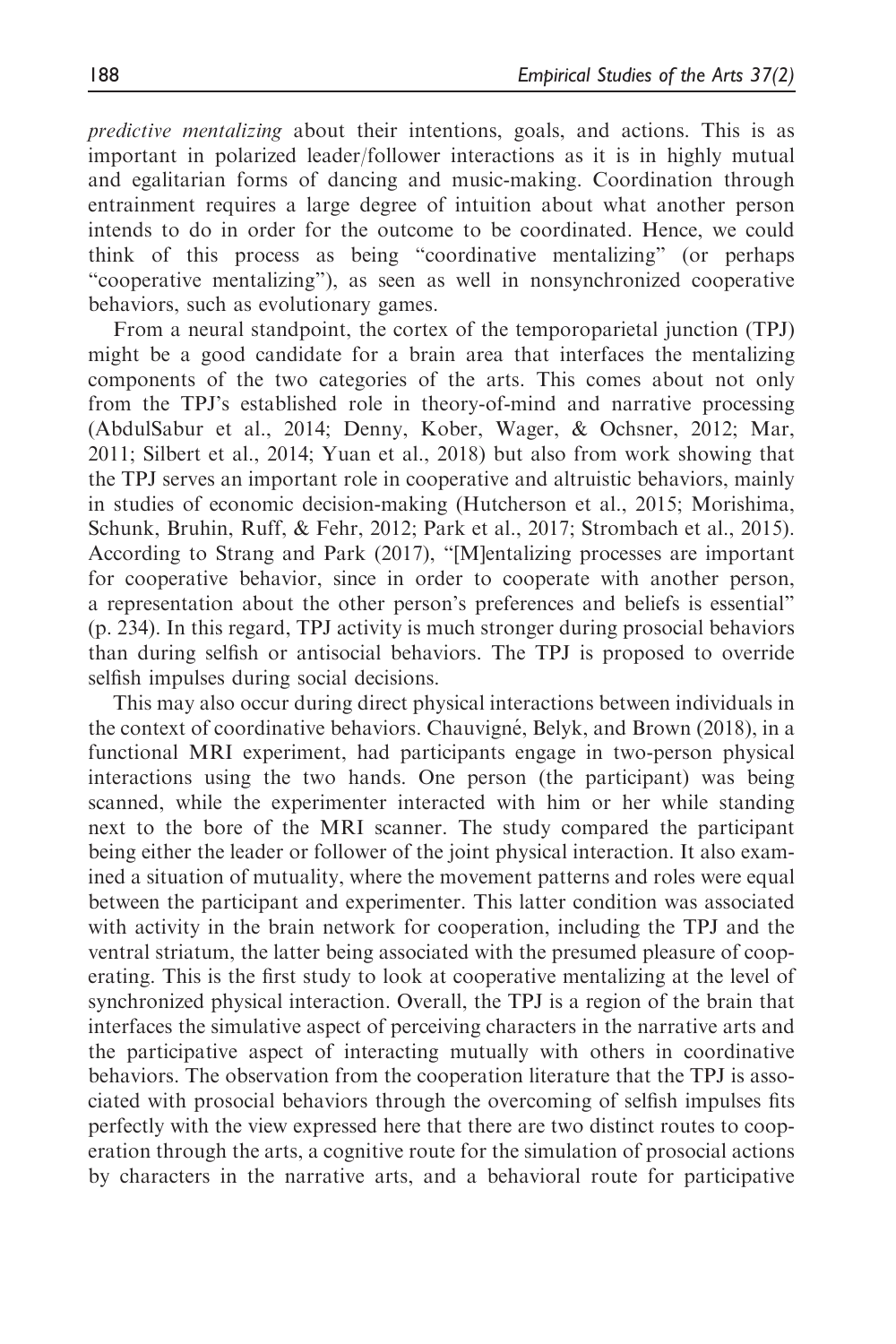*predictive mentalizing* about their intentions, goals, and actions. This is as important in polarized leader/follower interactions as it is in highly mutual and egalitarian forms of dancing and music-making. Coordination through entrainment requires a large degree of intuition about what another person intends to do in order for the outcome to be coordinated. Hence, we could think of this process as being "coordinative mentalizing" (or perhaps "cooperative mentalizing"), as seen as well in nonsynchronized cooperative behaviors, such as evolutionary games.

From a neural standpoint, the cortex of the temporoparietal junction (TPJ) might be a good candidate for a brain area that interfaces the mentalizing components of the two categories of the arts. This comes about not only from the TPJ's established role in theory-of-mind and narrative processing (AbdulSabur et al., 2014; Denny, Kober, Wager, & Ochsner, 2012; Mar, 2011; Silbert et al., 2014; Yuan et al., 2018) but also from work showing that the TPJ serves an important role in cooperative and altruistic behaviors, mainly in studies of economic decision-making (Hutcherson et al., 2015; Morishima, Schunk, Bruhin, Ruff, & Fehr, 2012; Park et al., 2017; Strombach et al., 2015). According to Strang and Park (2017), "[M]entalizing processes are important for cooperative behavior, since in order to cooperate with another person, a representation about the other person's preferences and beliefs is essential" (p. 234). In this regard, TPJ activity is much stronger during prosocial behaviors than during selfish or antisocial behaviors. The TPJ is proposed to override selfish impulses during social decisions.

This may also occur during direct physical interactions between individuals in the context of coordinative behaviors. Chauvigné, Belyk, and Brown (2018), in a functional MRI experiment, had participants engage in two-person physical interactions using the two hands. One person (the participant) was being scanned, while the experimenter interacted with him or her while standing next to the bore of the MRI scanner. The study compared the participant being either the leader or follower of the joint physical interaction. It also examined a situation of mutuality, where the movement patterns and roles were equal between the participant and experimenter. This latter condition was associated with activity in the brain network for cooperation, including the TPJ and the ventral striatum, the latter being associated with the presumed pleasure of cooperating. This is the first study to look at cooperative mentalizing at the level of synchronized physical interaction. Overall, the TPJ is a region of the brain that interfaces the simulative aspect of perceiving characters in the narrative arts and the participative aspect of interacting mutually with others in coordinative behaviors. The observation from the cooperation literature that the TPJ is associated with prosocial behaviors through the overcoming of selfish impulses fits perfectly with the view expressed here that there are two distinct routes to cooperation through the arts, a cognitive route for the simulation of prosocial actions by characters in the narrative arts, and a behavioral route for participative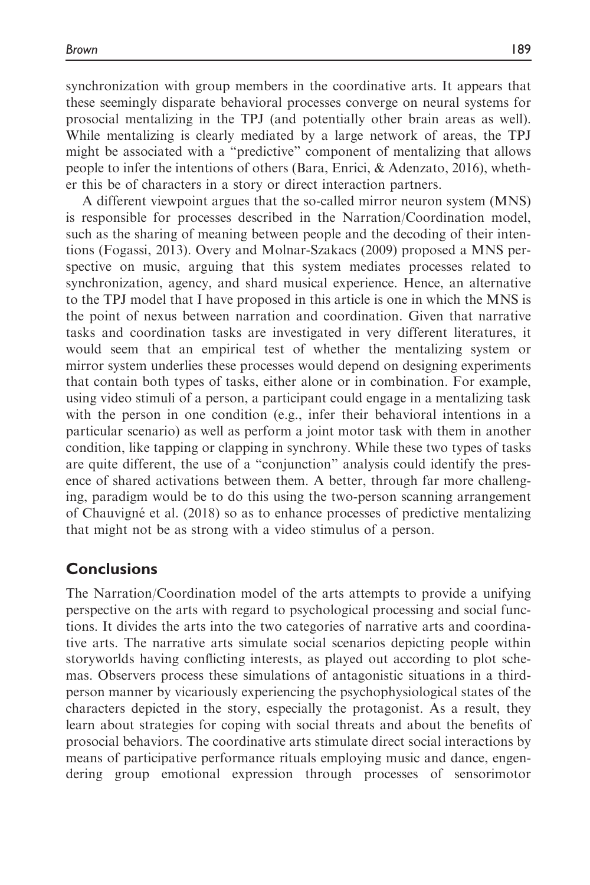synchronization with group members in the coordinative arts. It appears that these seemingly disparate behavioral processes converge on neural systems for prosocial mentalizing in the TPJ (and potentially other brain areas as well). While mentalizing is clearly mediated by a large network of areas, the TPJ might be associated with a "predictive" component of mentalizing that allows people to infer the intentions of others (Bara, Enrici, & Adenzato, 2016), whether this be of characters in a story or direct interaction partners.

A different viewpoint argues that the so-called mirror neuron system (MNS) is responsible for processes described in the Narration/Coordination model, such as the sharing of meaning between people and the decoding of their intentions (Fogassi, 2013). Overy and Molnar-Szakacs (2009) proposed a MNS perspective on music, arguing that this system mediates processes related to synchronization, agency, and shard musical experience. Hence, an alternative to the TPJ model that I have proposed in this article is one in which the MNS is the point of nexus between narration and coordination. Given that narrative tasks and coordination tasks are investigated in very different literatures, it would seem that an empirical test of whether the mentalizing system or mirror system underlies these processes would depend on designing experiments that contain both types of tasks, either alone or in combination. For example, using video stimuli of a person, a participant could engage in a mentalizing task with the person in one condition (e.g., infer their behavioral intentions in a particular scenario) as well as perform a joint motor task with them in another condition, like tapping or clapping in synchrony. While these two types of tasks are quite different, the use of a "conjunction" analysis could identify the presence of shared activations between them. A better, through far more challenging, paradigm would be to do this using the two-person scanning arrangement of Chauvigné et al. (2018) so as to enhance processes of predictive mentalizing that might not be as strong with a video stimulus of a person.

## Conclusions

The Narration/Coordination model of the arts attempts to provide a unifying perspective on the arts with regard to psychological processing and social functions. It divides the arts into the two categories of narrative arts and coordinative arts. The narrative arts simulate social scenarios depicting people within storyworlds having conflicting interests, as played out according to plot schemas. Observers process these simulations of antagonistic situations in a third-person manner by vicariously experiencing the psychophysiological states of the characters depicted in the story, especially the protagonist. As a result, they learn about strategies for coping with social threats and about the benefits of prosocial behaviors. The coordinative arts stimulate direct social interactions by means of participative performance rituals employing music and dance, engendering group emotional expression through processes of sensorimotor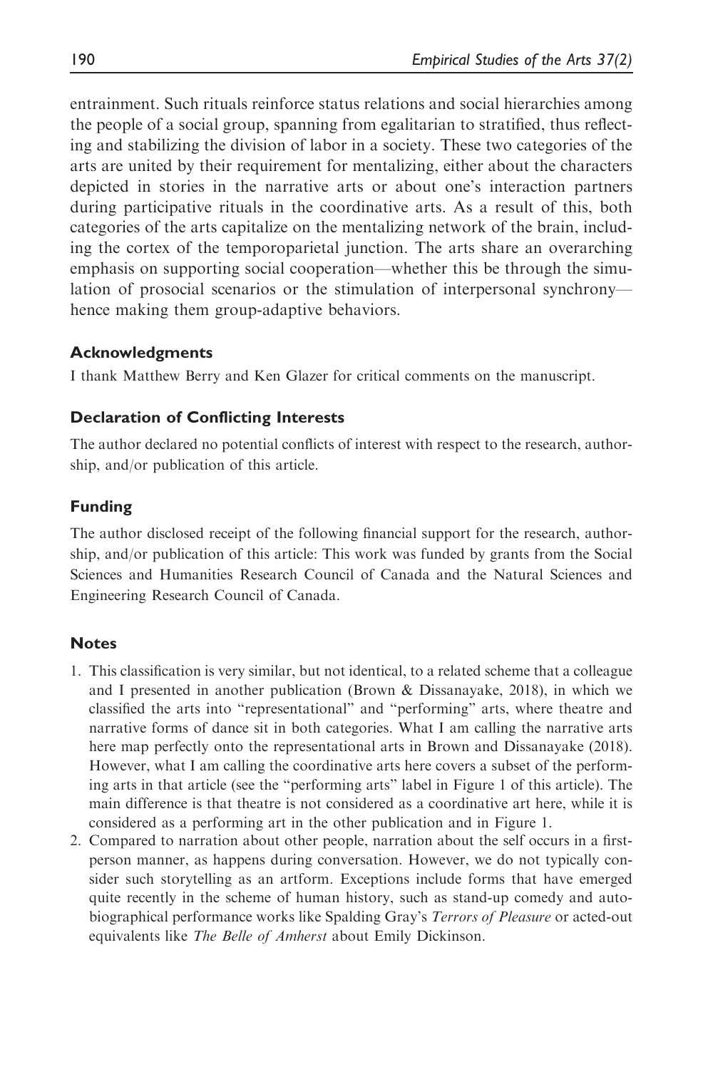entrainment. Such rituals reinforce status relations and social hierarchies among the people of a social group, spanning from egalitarian to stratified, thus reflecting and stabilizing the division of labor in a society. These two categories of the arts are united by their requirement for mentalizing, either about the characters depicted in stories in the narrative arts or about one's interaction partners during participative rituals in the coordinative arts. As a result of this, both categories of the arts capitalize on the mentalizing network of the brain, including the cortex of the temporoparietal junction. The arts share an overarching emphasis on supporting social cooperation—whether this be through the simulation of prosocial scenarios or the stimulation of interpersonal synchrony—hence making them group-adaptive behaviors.

## Acknowledgments

I thank Matthew Berry and Ken Glazer for critical comments on the manuscript.

## Declaration of Conflicting Interests

The author declared no potential conflicts of interest with respect to the research, authorship, and/or publication of this article.

## Funding

The author disclosed receipt of the following financial support for the research, authorship, and/or publication of this article: This work was funded by grants from the Social Sciences and Humanities Research Council of Canada and the Natural Sciences and Engineering Research Council of Canada.

## Notes

1. This classification is very similar, but not identical, to a related scheme that a colleague and I presented in another publication (Brown & Dissanayake, 2018), in which we classified the arts into "representational" and "performing" arts, where theatre and narrative forms of dance sit in both categories. What I am calling the narrative arts here map perfectly onto the representational arts in Brown and Dissanayake (2018). However, what I am calling the coordinative arts here covers a subset of the performing arts in that article (see the "performing arts" label in Figure 1 of this article). The main difference is that theatre is not considered as a coordinative art here, while it is considered as a performing art in the other publication and in Figure 1.
2. Compared to narration about other people, narration about the self occurs in a first-person manner, as happens during conversation. However, we do not typically consider such storytelling as an artform. Exceptions include forms that have emerged quite recently in the scheme of human history, such as stand-up comedy and autobiographical performance works like Spalding Gray's *Terrors of Pleasure* or acted-out equivalents like *The Belle of Amherst* about Emily Dickinson.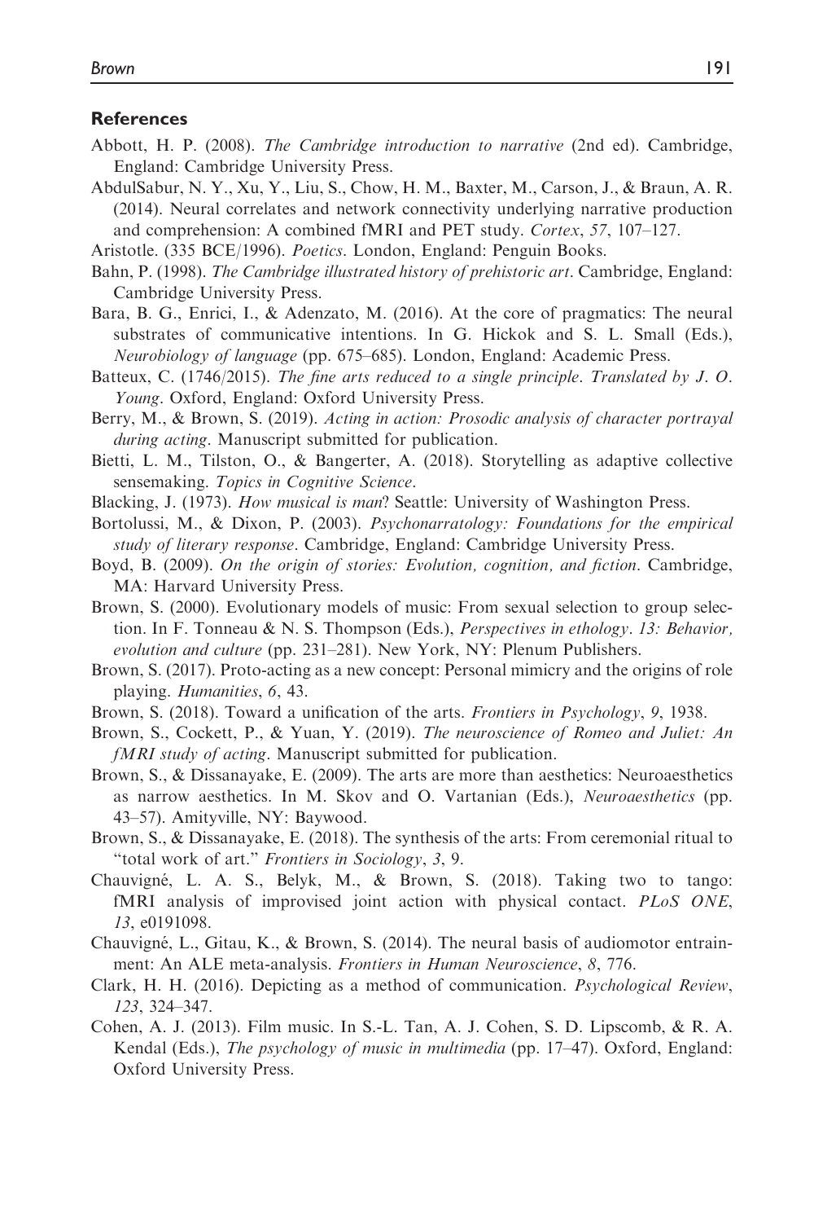## References

Abbott, H. P. (2008). *The Cambridge introduction to narrative* (2nd ed). Cambridge, England: Cambridge University Press.

AbdulSabur, N. Y., Xu, Y., Liu, S., Chow, H. M., Baxter, M., Carson, J., & Braun, A. R. (2014). Neural correlates and network connectivity underlying narrative production and comprehension: A combined fMRI and PET study. *Cortex*, *57*, 107–127.

Aristotle. (335 BCE/1996). *Poetics*. London, England: Penguin Books.

Bahn, P. (1998). *The Cambridge illustrated history of prehistoric art*. Cambridge, England: Cambridge University Press.

Bara, B. G., Enrici, I., & Adenzato, M. (2016). At the core of pragmatics: The neural substrates of communicative intentions. In G. Hickok and S. L. Small (Eds.), *Neurobiology of language* (pp. 675–685). London, England: Academic Press.

Batteux, C. (1746/2015). *The fine arts reduced to a single principle*. *Translated by J. O. Young*. Oxford, England: Oxford University Press.

Berry, M., & Brown, S. (2019). *Acting in action: Prosodic analysis of character portrayal during acting*. Manuscript submitted for publication.

Bietti, L. M., Tilston, O., & Bangerter, A. (2018). Storytelling as adaptive collective sensemaking. *Topics in Cognitive Science*.

Blacking, J. (1973). *How musical is man*? Seattle: University of Washington Press.

Bortolussi, M., & Dixon, P. (2003). *Psychonarratology: Foundations for the empirical study of literary response*. Cambridge, England: Cambridge University Press.

Boyd, B. (2009). *On the origin of stories: Evolution, cognition, and fiction*. Cambridge, MA: Harvard University Press.

Brown, S. (2000). Evolutionary models of music: From sexual selection to group selection. In F. Tonneau & N. S. Thompson (Eds.), *Perspectives in ethology*. *13: Behavior, evolution and culture* (pp. 231–281). New York, NY: Plenum Publishers.

Brown, S. (2017). Proto-acting as a new concept: Personal mimicry and the origins of role playing. *Humanities*, *6*, 43.

Brown, S. (2018). Toward a unification of the arts. *Frontiers in Psychology*, *9*, 1938.

Brown, S., Cockett, P., & Yuan, Y. (2019). *The neuroscience of Romeo and Juliet: An fMRI study of acting*. Manuscript submitted for publication.

Brown, S., & Dissanayake, E. (2009). The arts are more than aesthetics: Neuroaesthetics as narrow aesthetics. In M. Skov and O. Vartanian (Eds.), *Neuroaesthetics* (pp. 43–57). Amityville, NY: Baywood.

Brown, S., & Dissanayake, E. (2018). The synthesis of the arts: From ceremonial ritual to "total work of art." *Frontiers in Sociology*, *3*, 9.

Chauvigné, L. A. S., Belyk, M., & Brown, S. (2018). Taking two to tango: fMRI analysis of improvised joint action with physical contact. *PLoS ONE*, *13*, e0191098.

Chauvigné, L., Gitau, K., & Brown, S. (2014). The neural basis of audiomotor entrainment: An ALE meta-analysis. *Frontiers in Human Neuroscience*, *8*, 776.

Clark, H. H. (2016). Depicting as a method of communication. *Psychological Review*, *123*, 324–347.

Cohen, A. J. (2013). Film music. In S.-L. Tan, A. J. Cohen, S. D. Lipscomb, & R. A. Kendal (Eds.), *The psychology of music in multimedia* (pp. 17–47). Oxford, England: Oxford University Press.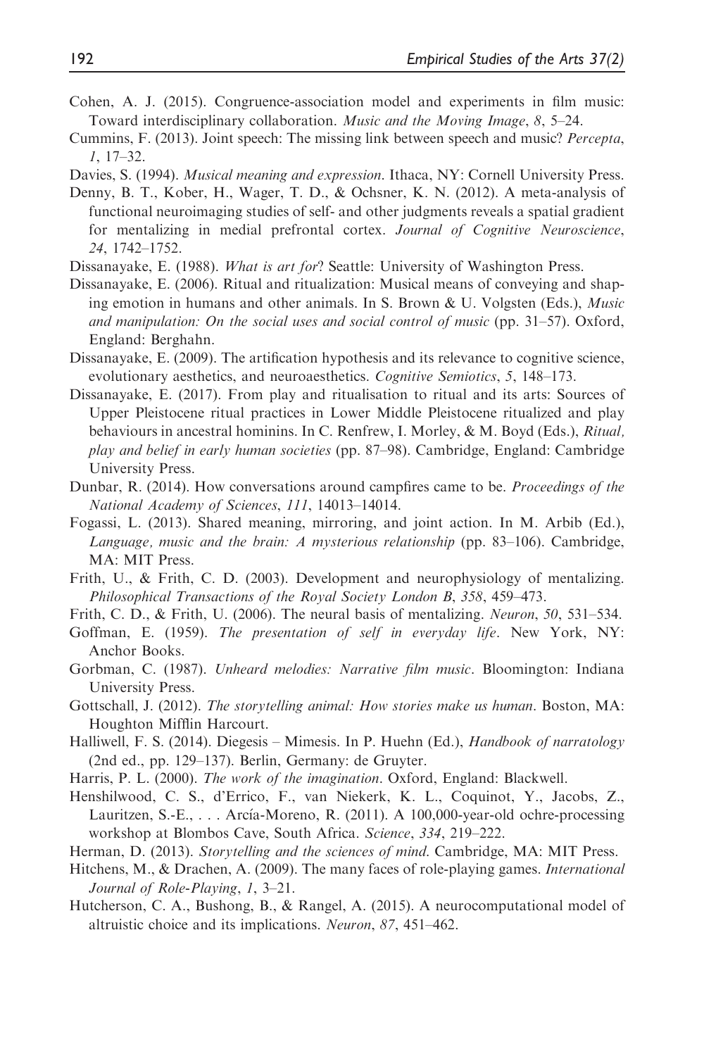Cohen, A. J. (2015). Congruence-association model and experiments in film music: Toward interdisciplinary collaboration. *Music and the Moving Image*, *8*, 5–24.

Cummins, F. (2013). Joint speech: The missing link between speech and music? *Percepta*, *1*, 17–32.

Davies, S. (1994). *Musical meaning and expression*. Ithaca, NY: Cornell University Press.

Denny, B. T., Kober, H., Wager, T. D., & Ochsner, K. N. (2012). A meta-analysis of functional neuroimaging studies of self- and other judgments reveals a spatial gradient for mentalizing in medial prefrontal cortex. *Journal of Cognitive Neuroscience*, *24*, 1742–1752.

Dissanayake, E. (1988). *What is art for*? Seattle: University of Washington Press.

Dissanayake, E. (2006). Ritual and ritualization: Musical means of conveying and shaping emotion in humans and other animals. In S. Brown & U. Volgsten (Eds.), *Music and manipulation: On the social uses and social control of music* (pp. 31–57). Oxford, England: Berghahn.

Dissanayake, E. (2009). The artification hypothesis and its relevance to cognitive science, evolutionary aesthetics, and neuroaesthetics. *Cognitive Semiotics*, *5*, 148–173.

Dissanayake, E. (2017). From play and ritualisation to ritual and its arts: Sources of Upper Pleistocene ritual practices in Lower Middle Pleistocene ritualized and play behaviours in ancestral hominins. In C. Renfrew, I. Morley, & M. Boyd (Eds.), *Ritual, play and belief in early human societies* (pp. 87–98). Cambridge, England: Cambridge University Press.

Dunbar, R. (2014). How conversations around campfires came to be. *Proceedings of the National Academy of Sciences*, *111*, 14013–14014.

Fogassi, L. (2013). Shared meaning, mirroring, and joint action. In M. Arbib (Ed.), *Language, music and the brain: A mysterious relationship* (pp. 83–106). Cambridge, MA: MIT Press.

Frith, U., & Frith, C. D. (2003). Development and neurophysiology of mentalizing. *Philosophical Transactions of the Royal Society London B*, *358*, 459–473.

Frith, C. D., & Frith, U. (2006). The neural basis of mentalizing. *Neuron*, *50*, 531–534.

Goffman, E. (1959). *The presentation of self in everyday life*. New York, NY: Anchor Books.

Gorbman, C. (1987). *Unheard melodies: Narrative film music*. Bloomington: Indiana University Press.

Gottschall, J. (2012). *The storytelling animal: How stories make us human*. Boston, MA: Houghton Mifflin Harcourt.

Halliwell, F. S. (2014). Diegesis – Mimesis. In P. Huehn (Ed.), *Handbook of narratology* (2nd ed., pp. 129–137). Berlin, Germany: de Gruyter.

Harris, P. L. (2000). *The work of the imagination*. Oxford, England: Blackwell.

Henshilwood, C. S., d'Errico, F., van Niekerk, K. L., Coquinot, Y., Jacobs, Z., Lauritzen, S.-E., . . . Arcía-Moreno, R. (2011). A 100,000-year-old ochre-processing workshop at Blombos Cave, South Africa. *Science*, *334*, 219–222.

Herman, D. (2013). *Storytelling and the sciences of mind*. Cambridge, MA: MIT Press.

Hitchens, M., & Drachen, A. (2009). The many faces of role-playing games. *International Journal of Role-Playing*, *1*, 3–21.

Hutcherson, C. A., Bushong, B., & Rangel, A. (2015). A neurocomputational model of altruistic choice and its implications. *Neuron*, *87*, 451–462.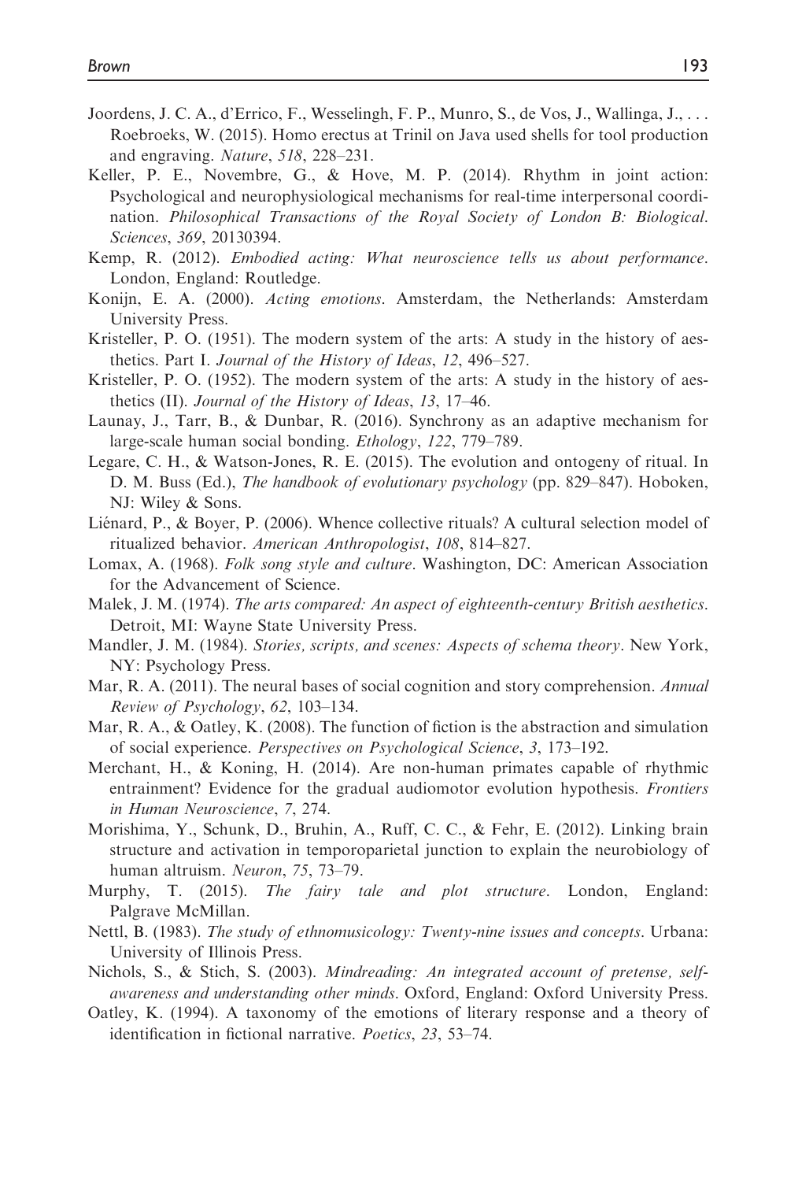Joordens, J. C. A., d'Errico, F., Wesselingh, F. P., Munro, S., de Vos, J., Wallinga, J., . . . Roebroeks, W. (2015). Homo erectus at Trinil on Java used shells for tool production and engraving. *Nature*, *518*, 228–231.

Keller, P. E., Novembre, G., & Hove, M. P. (2014). Rhythm in joint action: Psychological and neurophysiological mechanisms for real-time interpersonal coordination. *Philosophical Transactions of the Royal Society of London B: Biological. Sciences*, *369*, 20130394.

Kemp, R. (2012). *Embodied acting: What neuroscience tells us about performance*. London, England: Routledge.

Konijn, E. A. (2000). *Acting emotions*. Amsterdam, the Netherlands: Amsterdam University Press.

Kristeller, P. O. (1951). The modern system of the arts: A study in the history of aesthetics. Part I. *Journal of the History of Ideas*, *12*, 496–527.

Kristeller, P. O. (1952). The modern system of the arts: A study in the history of aesthetics (II). *Journal of the History of Ideas*, *13*, 17–46.

Launay, J., Tarr, B., & Dunbar, R. (2016). Synchrony as an adaptive mechanism for large-scale human social bonding. *Ethology*, *122*, 779–789.

Legare, C. H., & Watson-Jones, R. E. (2015). The evolution and ontogeny of ritual. In D. M. Buss (Ed.), *The handbook of evolutionary psychology* (pp. 829–847). Hoboken, NJ: Wiley & Sons.

Liénard, P., & Boyer, P. (2006). Whence collective rituals? A cultural selection model of ritualized behavior. *American Anthropologist*, *108*, 814–827.

Lomax, A. (1968). *Folk song style and culture*. Washington, DC: American Association for the Advancement of Science.

Malek, J. M. (1974). *The arts compared: An aspect of eighteenth-century British aesthetics*. Detroit, MI: Wayne State University Press.

Mandler, J. M. (1984). *Stories, scripts, and scenes: Aspects of schema theory*. New York, NY: Psychology Press.

Mar, R. A. (2011). The neural bases of social cognition and story comprehension. *Annual Review of Psychology*, *62*, 103–134.

Mar, R. A., & Oatley, K. (2008). The function of fiction is the abstraction and simulation of social experience. *Perspectives on Psychological Science*, *3*, 173–192.

Merchant, H., & Koning, H. (2014). Are non-human primates capable of rhythmic entrainment? Evidence for the gradual audiomotor evolution hypothesis. *Frontiers in Human Neuroscience*, *7*, 274.

Morishima, Y., Schunk, D., Bruhin, A., Ruff, C. C., & Fehr, E. (2012). Linking brain structure and activation in temporoparietal junction to explain the neurobiology of human altruism. *Neuron*, *75*, 73–79.

Murphy, T. (2015). *The fairy tale and plot structure*. London, England: Palgrave McMillan.

Nettl, B. (1983). *The study of ethnomusicology: Twenty-nine issues and concepts*. Urbana: University of Illinois Press.

Nichols, S., & Stich, S. (2003). *Mindreading: An integrated account of pretense, self-awareness and understanding other minds*. Oxford, England: Oxford University Press.

Oatley, K. (1994). A taxonomy of the emotions of literary response and a theory of identification in fictional narrative. *Poetics*, *23*, 53–74.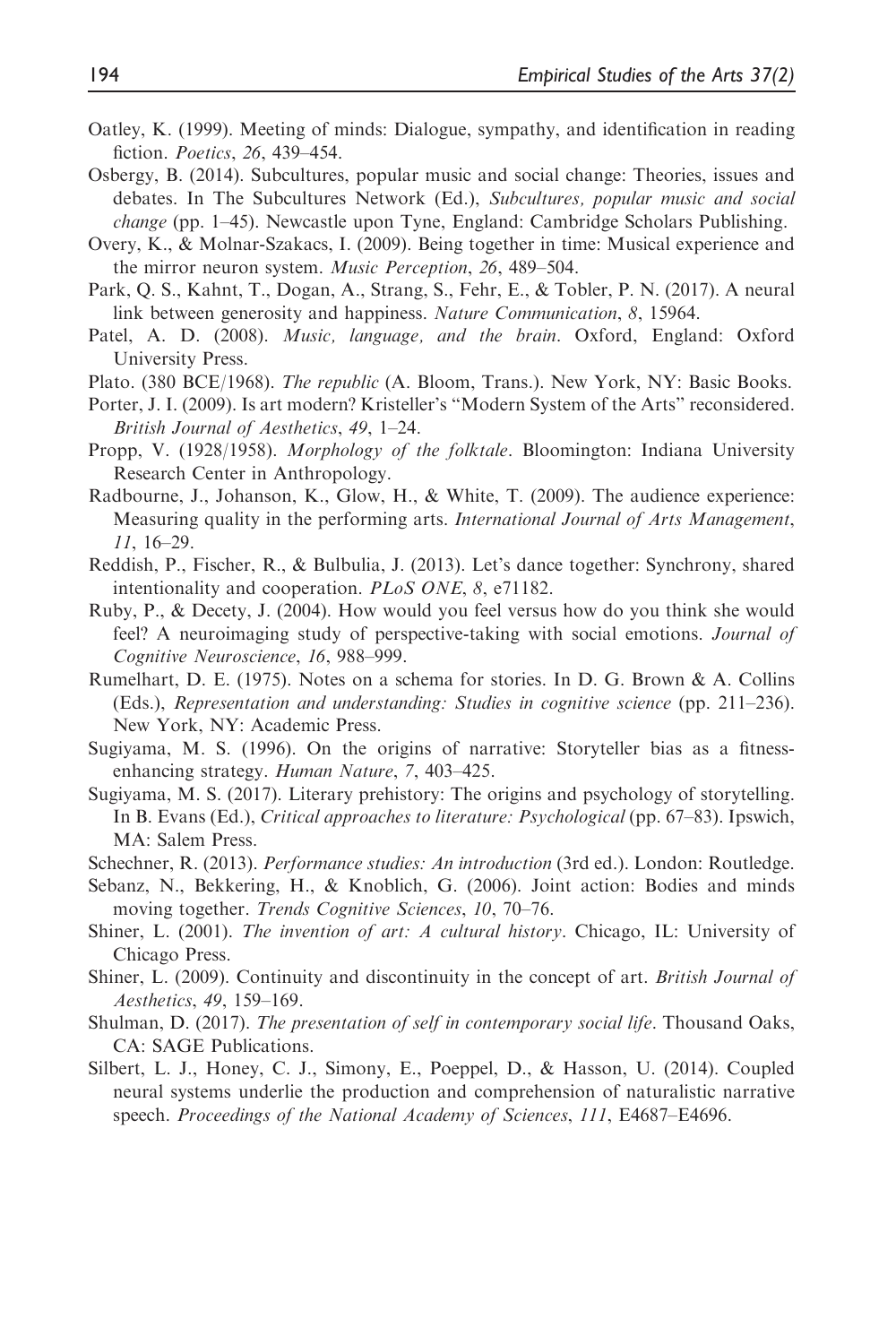Oatley, K. (1999). Meeting of minds: Dialogue, sympathy, and identification in reading fiction. *Poetics*, *26*, 439–454.

Osbergy, B. (2014). Subcultures, popular music and social change: Theories, issues and debates. In The Subcultures Network (Ed.), *Subcultures, popular music and social change* (pp. 1–45). Newcastle upon Tyne, England: Cambridge Scholars Publishing.

Overy, K., & Molnar-Szakacs, I. (2009). Being together in time: Musical experience and the mirror neuron system. *Music Perception*, *26*, 489–504.

Park, Q. S., Kahnt, T., Dogan, A., Strang, S., Fehr, E., & Tobler, P. N. (2017). A neural link between generosity and happiness. *Nature Communication*, *8*, 15964.

Patel, A. D. (2008). *Music, language, and the brain*. Oxford, England: Oxford University Press.

Plato. (380 BCE/1968). *The republic* (A. Bloom, Trans.). New York, NY: Basic Books.

Porter, J. I. (2009). Is art modern? Kristeller's "Modern System of the Arts" reconsidered. *British Journal of Aesthetics*, *49*, 1–24.

Propp, V. (1928/1958). *Morphology of the folktale*. Bloomington: Indiana University Research Center in Anthropology.

Radbourne, J., Johanson, K., Glow, H., & White, T. (2009). The audience experience: Measuring quality in the performing arts. *International Journal of Arts Management*, *11*, 16–29.

Reddish, P., Fischer, R., & Bulbulia, J. (2013). Let's dance together: Synchrony, shared intentionality and cooperation. *PLoS ONE*, *8*, e71182.

Ruby, P., & Decety, J. (2004). How would you feel versus how do you think she would feel? A neuroimaging study of perspective-taking with social emotions. *Journal of Cognitive Neuroscience*, *16*, 988–999.

Rumelhart, D. E. (1975). Notes on a schema for stories. In D. G. Brown & A. Collins (Eds.), *Representation and understanding: Studies in cognitive science* (pp. 211–236). New York, NY: Academic Press.

Sugiyama, M. S. (1996). On the origins of narrative: Storyteller bias as a fitness-enhancing strategy. *Human Nature*, *7*, 403–425.

Sugiyama, M. S. (2017). Literary prehistory: The origins and psychology of storytelling. In B. Evans (Ed.), *Critical approaches to literature: Psychological* (pp. 67–83). Ipswich, MA: Salem Press.

Schechner, R. (2013). *Performance studies: An introduction* (3rd ed.). London: Routledge.

Sebanz, N., Bekkering, H., & Knoblich, G. (2006). Joint action: Bodies and minds moving together. *Trends Cognitive Sciences*, *10*, 70–76.

Shiner, L. (2001). *The invention of art: A cultural history*. Chicago, IL: University of Chicago Press.

Shiner, L. (2009). Continuity and discontinuity in the concept of art. *British Journal of Aesthetics*, *49*, 159–169.

Shulman, D. (2017). *The presentation of self in contemporary social life*. Thousand Oaks, CA: SAGE Publications.

Silbert, L. J., Honey, C. J., Simony, E., Poeppel, D., & Hasson, U. (2014). Coupled neural systems underlie the production and comprehension of naturalistic narrative speech. *Proceedings of the National Academy of Sciences*, *111*, E4687–E4696.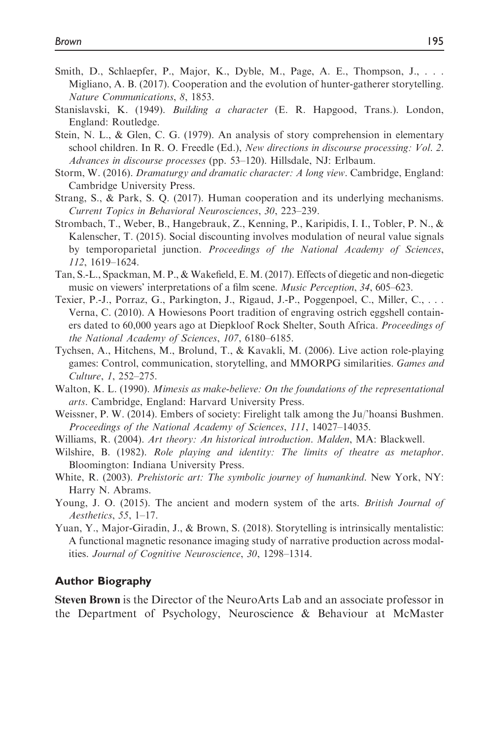Smith, D., Schlaepfer, P., Major, K., Dyble, M., Page, A. E., Thompson, J., . . . Migliano, A. B. (2017). Cooperation and the evolution of hunter-gatherer storytelling. *Nature Communications*, *8*, 1853.

Stanislavski, K. (1949). *Building a character* (E. R. Hapgood, Trans.). London, England: Routledge.

Stein, N. L., & Glen, C. G. (1979). An analysis of story comprehension in elementary school children. In R. O. Freedle (Ed.), *New directions in discourse processing: Vol. 2. Advances in discourse processes* (pp. 53–120). Hillsdale, NJ: Erlbaum.

Storm, W. (2016). *Dramaturgy and dramatic character: A long view*. Cambridge, England: Cambridge University Press.

Strang, S., & Park, S. Q. (2017). Human cooperation and its underlying mechanisms. *Current Topics in Behavioral Neurosciences*, *30*, 223–239.

Strombach, T., Weber, B., Hangebrauk, Z., Kenning, P., Karipidis, I. I., Tobler, P. N., & Kalenscher, T. (2015). Social discounting involves modulation of neural value signals by temporoparietal junction. *Proceedings of the National Academy of Sciences*, *112*, 1619–1624.

Tan, S.-L., Spackman, M. P., & Wakefield, E. M. (2017). Effects of diegetic and non-diegetic music on viewers' interpretations of a film scene. *Music Perception*, *34*, 605–623.

Texier, P.-J., Porraz, G., Parkington, J., Rigaud, J.-P., Poggenpoel, C., Miller, C., . . . Verna, C. (2010). A Howiesons Poort tradition of engraving ostrich eggshell containers dated to 60,000 years ago at Diepkloof Rock Shelter, South Africa. *Proceedings of the National Academy of Sciences*, *107*, 6180–6185.

Tychsen, A., Hitchens, M., Brolund, T., & Kavakli, M. (2006). Live action role-playing games: Control, communication, storytelling, and MMORPG similarities. *Games and Culture*, *1*, 252–275.

Walton, K. L. (1990). *Mimesis as make-believe: On the foundations of the representational arts*. Cambridge, England: Harvard University Press.

Weissner, P. W. (2014). Embers of society: Firelight talk among the Ju/'hoansi Bushmen. *Proceedings of the National Academy of Sciences*, *111*, 14027–14035.

Williams, R. (2004). *Art theory: An historical introduction*. Malden, MA: Blackwell.

Wilshire, B. (1982). *Role playing and identity: The limits of theatre as metaphor*. Bloomington: Indiana University Press.

White, R. (2003). *Prehistoric art: The symbolic journey of humankind*. New York, NY: Harry N. Abrams.

Young, J. O. (2015). The ancient and modern system of the arts. *British Journal of Aesthetics*, *55*, 1–17.

Yuan, Y., Major-Giradin, J., & Brown, S. (2018). Storytelling is intrinsically mentalistic: A functional magnetic resonance imaging study of narrative production across modalities. *Journal of Cognitive Neuroscience*, *30*, 1298–1314.

## Author Biography

**Steven Brown** is the Director of the NeuroArts Lab and an associate professor in the Department of Psychology, Neuroscience & Behaviour at McMaster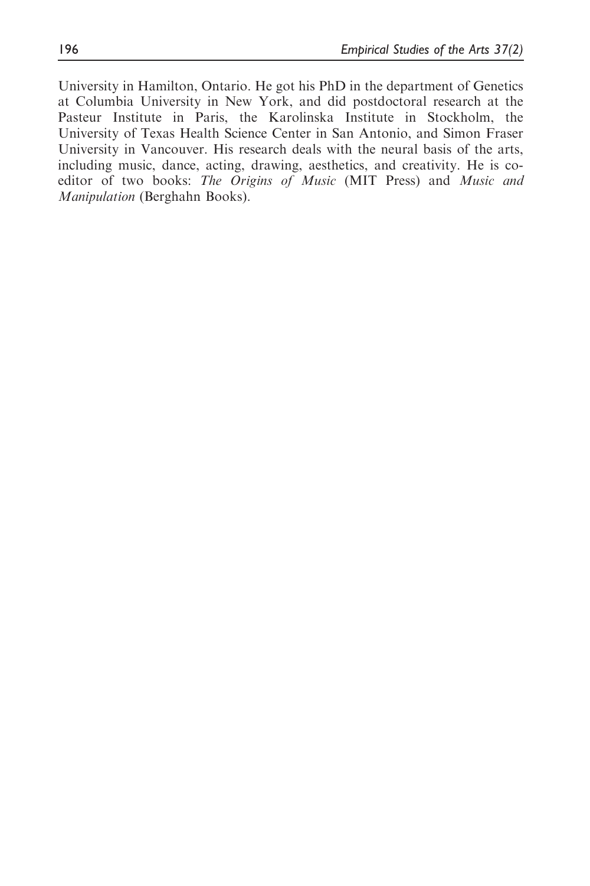University in Hamilton, Ontario. He got his PhD in the department of Genetics at Columbia University in New York, and did postdoctoral research at the Pasteur Institute in Paris, the Karolinska Institute in Stockholm, the University of Texas Health Science Center in San Antonio, and Simon Fraser University in Vancouver. His research deals with the neural basis of the arts, including music, dance, acting, drawing, aesthetics, and creativity. He is co-editor of two books: *The Origins of Music* (MIT Press) and *Music and Manipulation* (Berghahn Books).